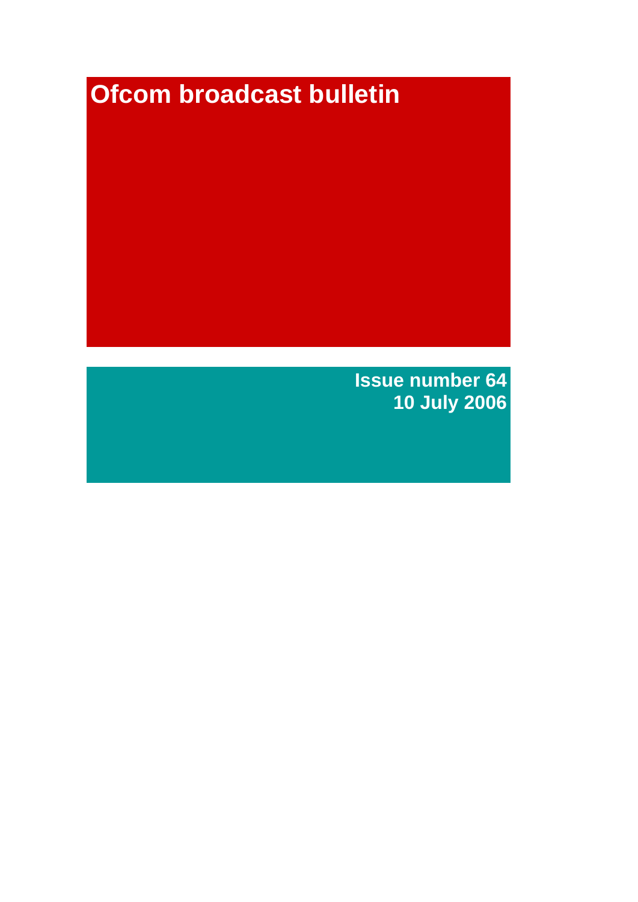# Ofcom broadcast bulletin

**Issue number 64**
**10 July 2006**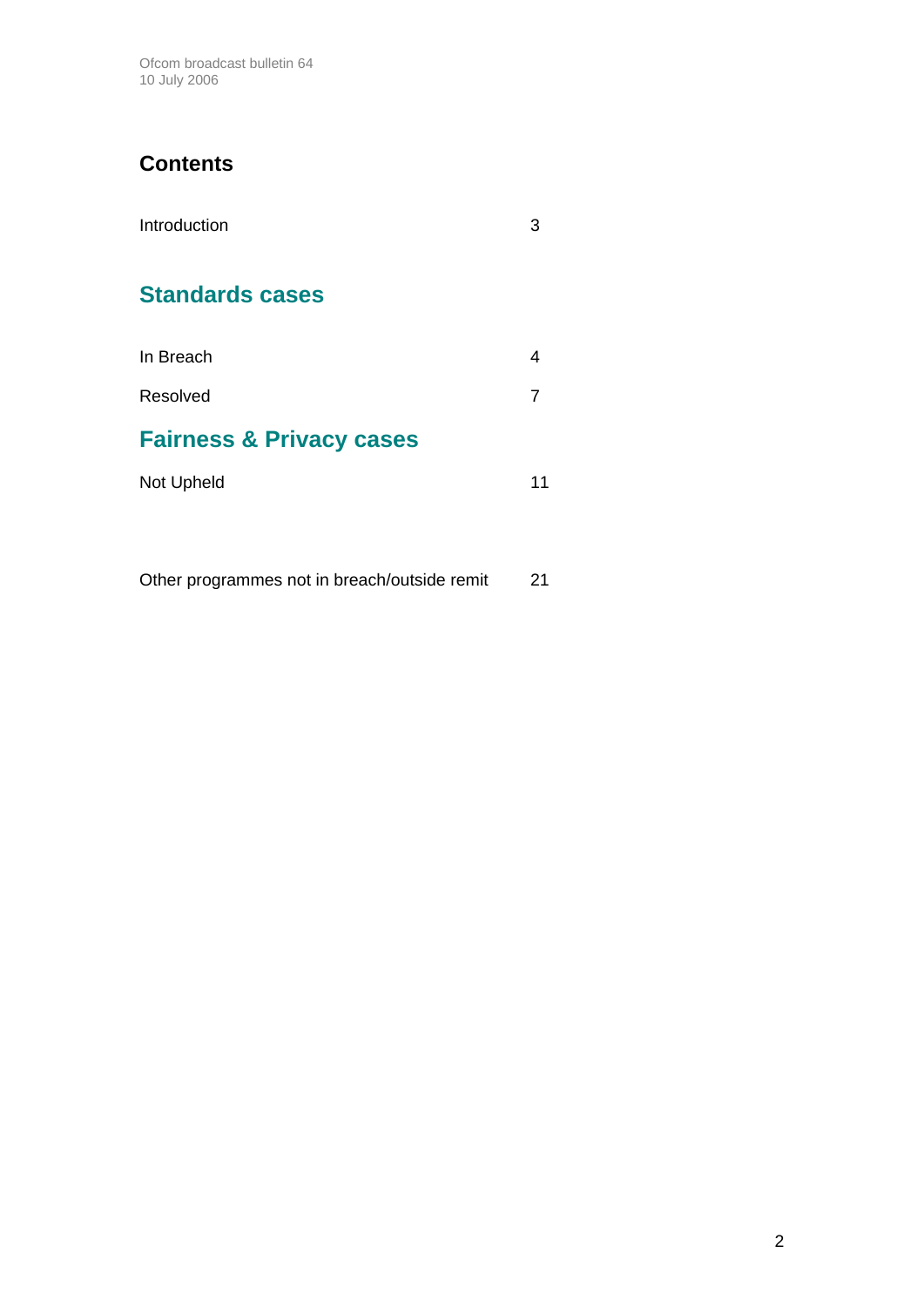## Contents

Introduction 3

## Standards cases

In Breach 4

Resolved 7

## Fairness & Privacy cases

Not Upheld 11

Other programmes not in breach/outside remit 21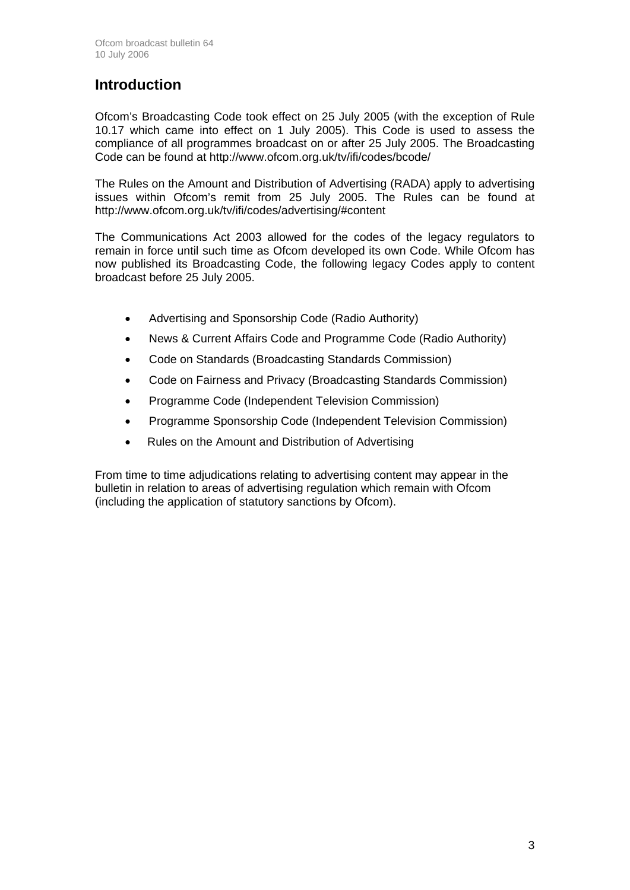# Introduction

Ofcom's Broadcasting Code took effect on 25 July 2005 (with the exception of Rule 10.17 which came into effect on 1 July 2005). This Code is used to assess the compliance of all programmes broadcast on or after 25 July 2005. The Broadcasting Code can be found at http://www.ofcom.org.uk/tv/ifi/codes/bcode/

The Rules on the Amount and Distribution of Advertising (RADA) apply to advertising issues within Ofcom's remit from 25 July 2005. The Rules can be found at http://www.ofcom.org.uk/tv/ifi/codes/advertising/#content

The Communications Act 2003 allowed for the codes of the legacy regulators to remain in force until such time as Ofcom developed its own Code. While Ofcom has now published its Broadcasting Code, the following legacy Codes apply to content broadcast before 25 July 2005.

- Advertising and Sponsorship Code (Radio Authority)
- News & Current Affairs Code and Programme Code (Radio Authority)
- Code on Standards (Broadcasting Standards Commission)
- Code on Fairness and Privacy (Broadcasting Standards Commission)
- Programme Code (Independent Television Commission)
- Programme Sponsorship Code (Independent Television Commission)
- Rules on the Amount and Distribution of Advertising

From time to time adjudications relating to advertising content may appear in the bulletin in relation to areas of advertising regulation which remain with Ofcom (including the application of statutory sanctions by Ofcom).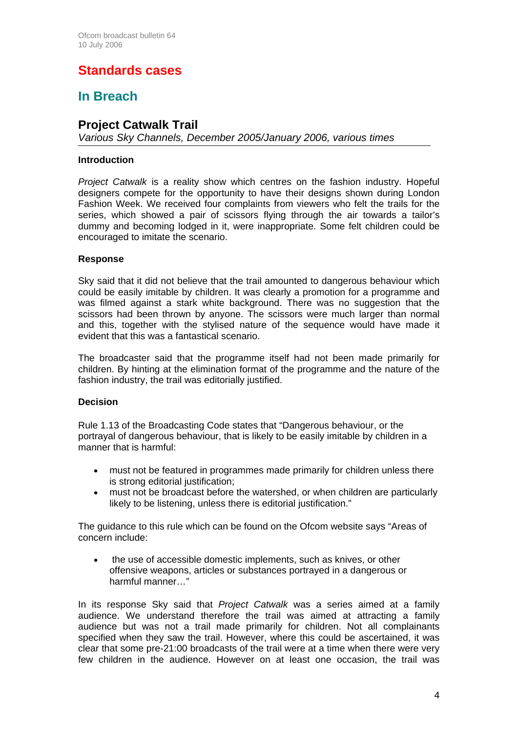# Standards cases

## In Breach

### Project Catwalk Trail

*Various Sky Channels, December 2005/January 2006, various times*

---

**Introduction**

*Project Catwalk* is a reality show which centres on the fashion industry. Hopeful designers compete for the opportunity to have their designs shown during London Fashion Week. We received four complaints from viewers who felt the trails for the series, which showed a pair of scissors flying through the air towards a tailor's dummy and becoming lodged in it, were inappropriate. Some felt children could be encouraged to imitate the scenario.

**Response**

Sky said that it did not believe that the trail amounted to dangerous behaviour which could be easily imitable by children. It was clearly a promotion for a programme and was filmed against a stark white background. There was no suggestion that the scissors had been thrown by anyone. The scissors were much larger than normal and this, together with the stylised nature of the sequence would have made it evident that this was a fantastical scenario.

The broadcaster said that the programme itself had not been made primarily for children. By hinting at the elimination format of the programme and the nature of the fashion industry, the trail was editorially justified.

**Decision**

Rule 1.13 of the Broadcasting Code states that "Dangerous behaviour, or the portrayal of dangerous behaviour, that is likely to be easily imitable by children in a manner that is harmful:

- must not be featured in programmes made primarily for children unless there is strong editorial justification;
- must not be broadcast before the watershed, or when children are particularly likely to be listening, unless there is editorial justification."

The guidance to this rule which can be found on the Ofcom website says "Areas of concern include:

- the use of accessible domestic implements, such as knives, or other offensive weapons, articles or substances portrayed in a dangerous or harmful manner…"

In its response Sky said that *Project Catwalk* was a series aimed at a family audience. We understand therefore the trail was aimed at attracting a family audience but was not a trail made primarily for children. Not all complainants specified when they saw the trail. However, where this could be ascertained, it was clear that some pre-21:00 broadcasts of the trail were at a time when there were very few children in the audience. However on at least one occasion, the trail was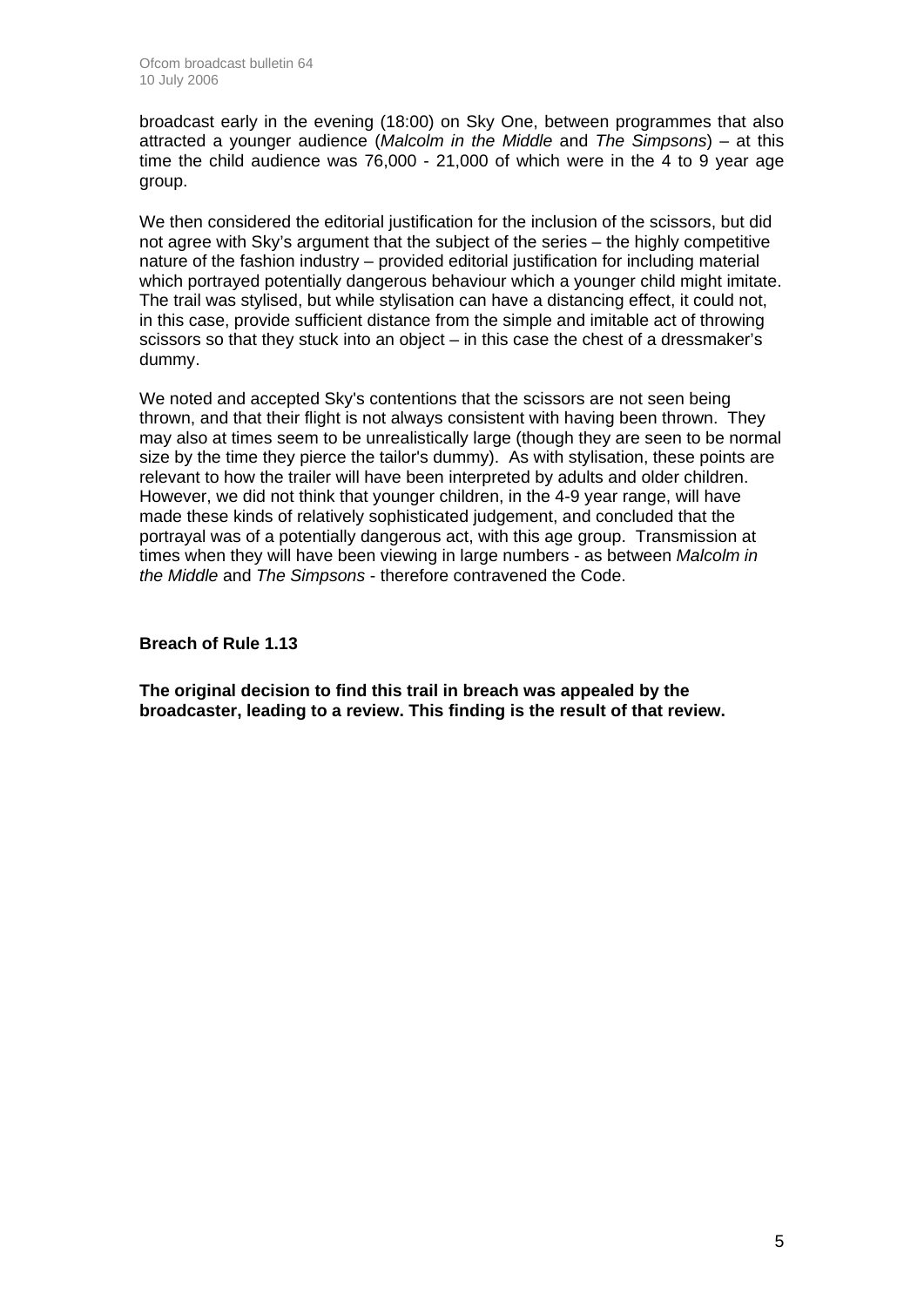broadcast early in the evening (18:00) on Sky One, between programmes that also attracted a younger audience (*Malcolm in the Middle* and *The Simpsons*) – at this time the child audience was 76,000 - 21,000 of which were in the 4 to 9 year age group.

We then considered the editorial justification for the inclusion of the scissors, but did not agree with Sky's argument that the subject of the series – the highly competitive nature of the fashion industry – provided editorial justification for including material which portrayed potentially dangerous behaviour which a younger child might imitate. The trail was stylised, but while stylisation can have a distancing effect, it could not, in this case, provide sufficient distance from the simple and imitable act of throwing scissors so that they stuck into an object – in this case the chest of a dressmaker's dummy.

We noted and accepted Sky's contentions that the scissors are not seen being thrown, and that their flight is not always consistent with having been thrown. They may also at times seem to be unrealistically large (though they are seen to be normal size by the time they pierce the tailor's dummy). As with stylisation, these points are relevant to how the trailer will have been interpreted by adults and older children. However, we did not think that younger children, in the 4-9 year range, will have made these kinds of relatively sophisticated judgement, and concluded that the portrayal was of a potentially dangerous act, with this age group. Transmission at times when they will have been viewing in large numbers - as between *Malcolm in the Middle* and *The Simpsons* - therefore contravened the Code.

**Breach of Rule 1.13**

**The original decision to find this trail in breach was appealed by the broadcaster, leading to a review. This finding is the result of that review.**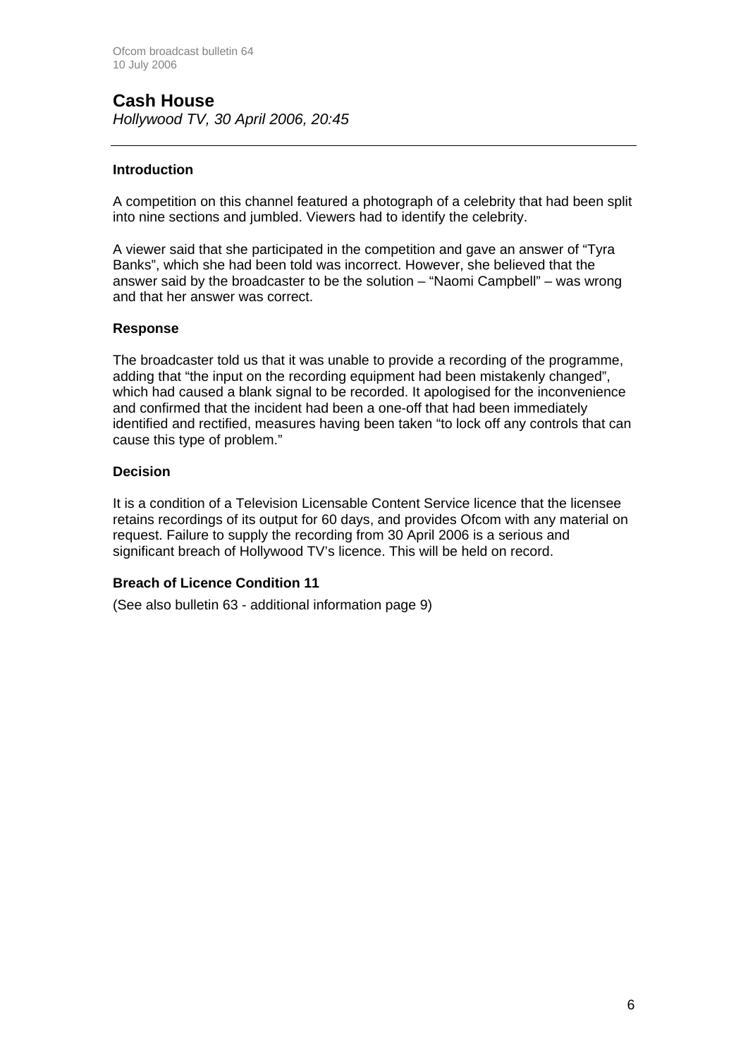## Cash House

*Hollywood TV, 30 April 2006, 20:45*

---

### Introduction

A competition on this channel featured a photograph of a celebrity that had been split into nine sections and jumbled. Viewers had to identify the celebrity.

A viewer said that she participated in the competition and gave an answer of "Tyra Banks", which she had been told was incorrect. However, she believed that the answer said by the broadcaster to be the solution – "Naomi Campbell" – was wrong and that her answer was correct.

### Response

The broadcaster told us that it was unable to provide a recording of the programme, adding that "the input on the recording equipment had been mistakenly changed", which had caused a blank signal to be recorded. It apologised for the inconvenience and confirmed that the incident had been a one-off that had been immediately identified and rectified, measures having been taken "to lock off any controls that can cause this type of problem."

### Decision

It is a condition of a Television Licensable Content Service licence that the licensee retains recordings of its output for 60 days, and provides Ofcom with any material on request. Failure to supply the recording from 30 April 2006 is a serious and significant breach of Hollywood TV's licence. This will be held on record.

### Breach of Licence Condition 11

(See also bulletin 63 - additional information page 9)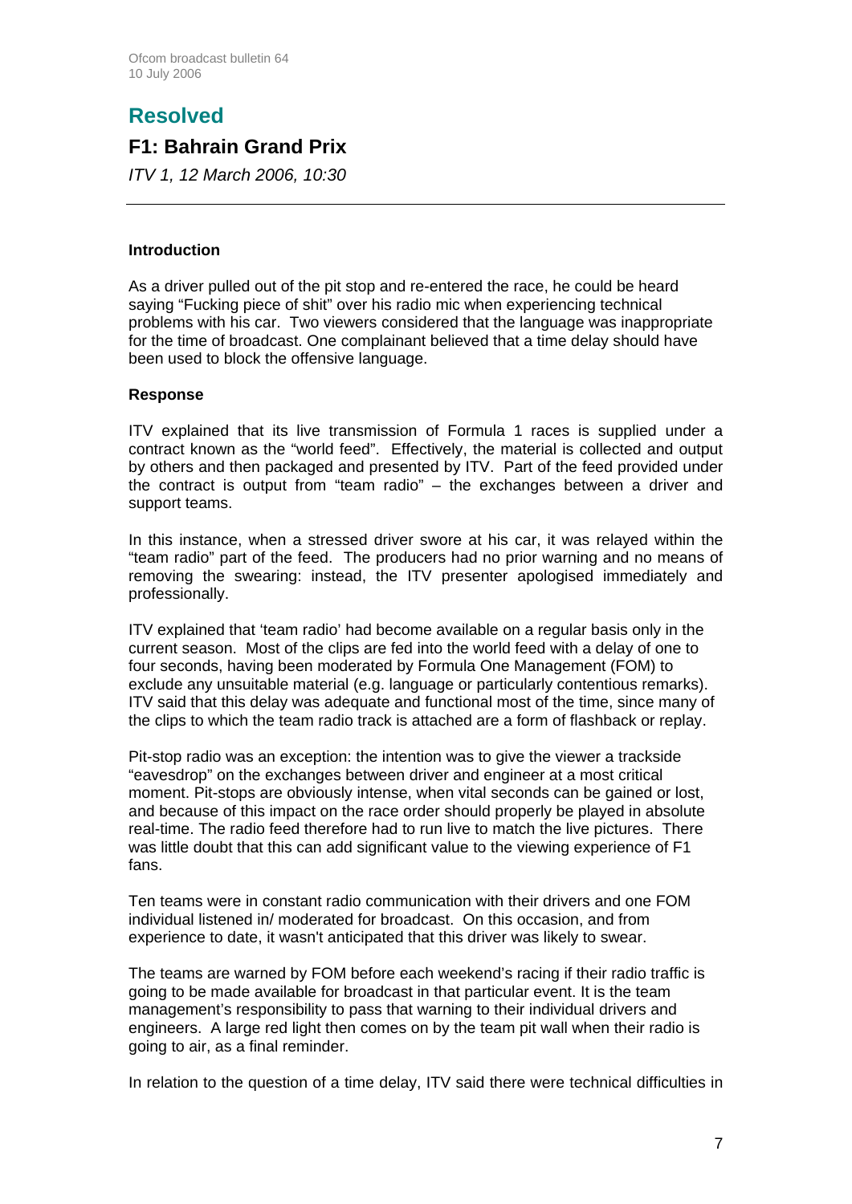# Resolved

## F1: Bahrain Grand Prix

*ITV 1, 12 March 2006, 10:30*

---

**Introduction**

As a driver pulled out of the pit stop and re-entered the race, he could be heard saying "Fucking piece of shit" over his radio mic when experiencing technical problems with his car. Two viewers considered that the language was inappropriate for the time of broadcast. One complainant believed that a time delay should have been used to block the offensive language.

**Response**

ITV explained that its live transmission of Formula 1 races is supplied under a contract known as the "world feed". Effectively, the material is collected and output by others and then packaged and presented by ITV. Part of the feed provided under the contract is output from "team radio" – the exchanges between a driver and support teams.

In this instance, when a stressed driver swore at his car, it was relayed within the "team radio" part of the feed. The producers had no prior warning and no means of removing the swearing: instead, the ITV presenter apologised immediately and professionally.

ITV explained that 'team radio' had become available on a regular basis only in the current season. Most of the clips are fed into the world feed with a delay of one to four seconds, having been moderated by Formula One Management (FOM) to exclude any unsuitable material (e.g. language or particularly contentious remarks). ITV said that this delay was adequate and functional most of the time, since many of the clips to which the team radio track is attached are a form of flashback or replay.

Pit-stop radio was an exception: the intention was to give the viewer a trackside "eavesdrop" on the exchanges between driver and engineer at a most critical moment. Pit-stops are obviously intense, when vital seconds can be gained or lost, and because of this impact on the race order should properly be played in absolute real-time. The radio feed therefore had to run live to match the live pictures. There was little doubt that this can add significant value to the viewing experience of F1 fans.

Ten teams were in constant radio communication with their drivers and one FOM individual listened in/ moderated for broadcast. On this occasion, and from experience to date, it wasn't anticipated that this driver was likely to swear.

The teams are warned by FOM before each weekend's racing if their radio traffic is going to be made available for broadcast in that particular event. It is the team management's responsibility to pass that warning to their individual drivers and engineers. A large red light then comes on by the team pit wall when their radio is going to air, as a final reminder.

In relation to the question of a time delay, ITV said there were technical difficulties in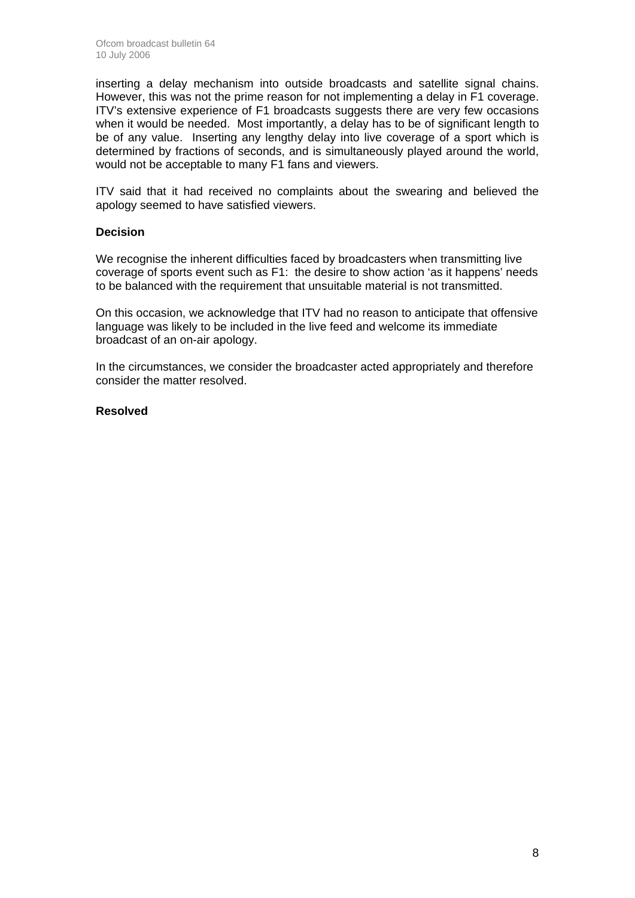inserting a delay mechanism into outside broadcasts and satellite signal chains. However, this was not the prime reason for not implementing a delay in F1 coverage. ITV's extensive experience of F1 broadcasts suggests there are very few occasions when it would be needed. Most importantly, a delay has to be of significant length to be of any value. Inserting any lengthy delay into live coverage of a sport which is determined by fractions of seconds, and is simultaneously played around the world, would not be acceptable to many F1 fans and viewers.

ITV said that it had received no complaints about the swearing and believed the apology seemed to have satisfied viewers.

**Decision**

We recognise the inherent difficulties faced by broadcasters when transmitting live coverage of sports event such as F1: the desire to show action 'as it happens' needs to be balanced with the requirement that unsuitable material is not transmitted.

On this occasion, we acknowledge that ITV had no reason to anticipate that offensive language was likely to be included in the live feed and welcome its immediate broadcast of an on-air apology.

In the circumstances, we consider the broadcaster acted appropriately and therefore consider the matter resolved.

**Resolved**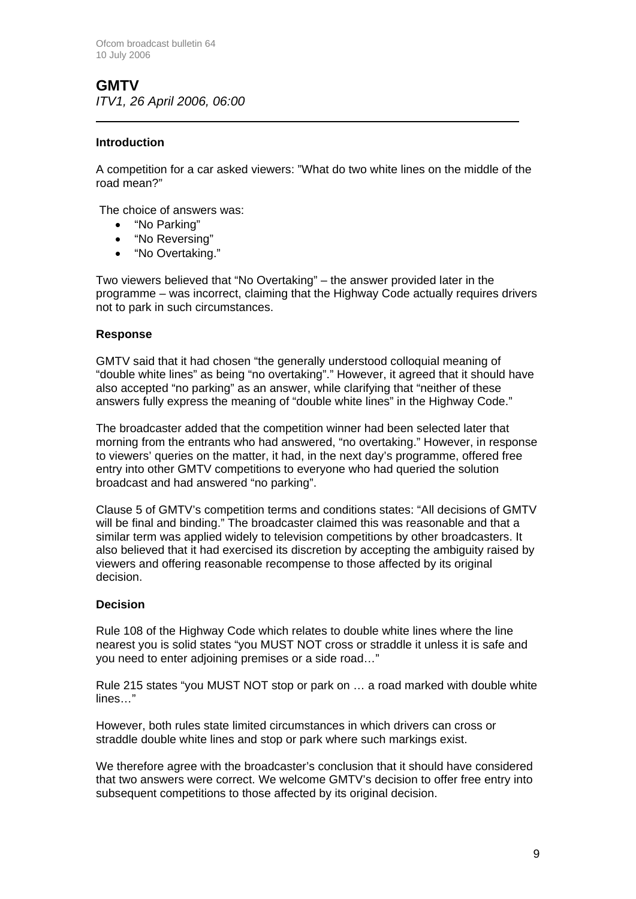## GMTV

*ITV1, 26 April 2006, 06:00*

---

### Introduction

A competition for a car asked viewers: "What do two white lines on the middle of the road mean?"

The choice of answers was:

- "No Parking"
- "No Reversing"
- "No Overtaking."

Two viewers believed that "No Overtaking" – the answer provided later in the programme – was incorrect, claiming that the Highway Code actually requires drivers not to park in such circumstances.

### Response

GMTV said that it had chosen "the generally understood colloquial meaning of "double white lines" as being "no overtaking"." However, it agreed that it should have also accepted "no parking" as an answer, while clarifying that "neither of these answers fully express the meaning of "double white lines" in the Highway Code."

The broadcaster added that the competition winner had been selected later that morning from the entrants who had answered, "no overtaking." However, in response to viewers' queries on the matter, it had, in the next day's programme, offered free entry into other GMTV competitions to everyone who had queried the solution broadcast and had answered "no parking".

Clause 5 of GMTV's competition terms and conditions states: "All decisions of GMTV will be final and binding." The broadcaster claimed this was reasonable and that a similar term was applied widely to television competitions by other broadcasters. It also believed that it had exercised its discretion by accepting the ambiguity raised by viewers and offering reasonable recompense to those affected by its original decision.

### Decision

Rule 108 of the Highway Code which relates to double white lines where the line nearest you is solid states "you MUST NOT cross or straddle it unless it is safe and you need to enter adjoining premises or a side road…"

Rule 215 states "you MUST NOT stop or park on … a road marked with double white lines…"

However, both rules state limited circumstances in which drivers can cross or straddle double white lines and stop or park where such markings exist.

We therefore agree with the broadcaster's conclusion that it should have considered that two answers were correct. We welcome GMTV's decision to offer free entry into subsequent competitions to those affected by its original decision.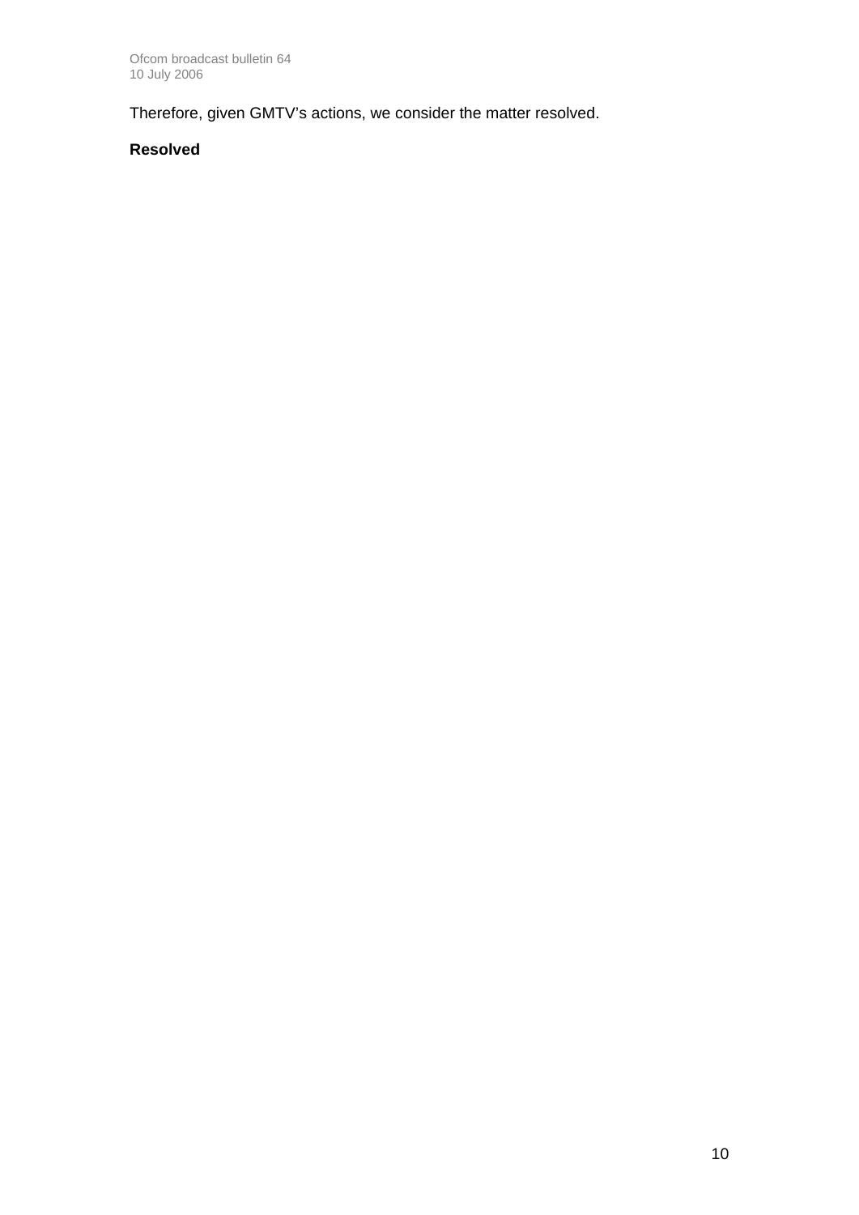Therefore, given GMTV's actions, we consider the matter resolved.

**Resolved**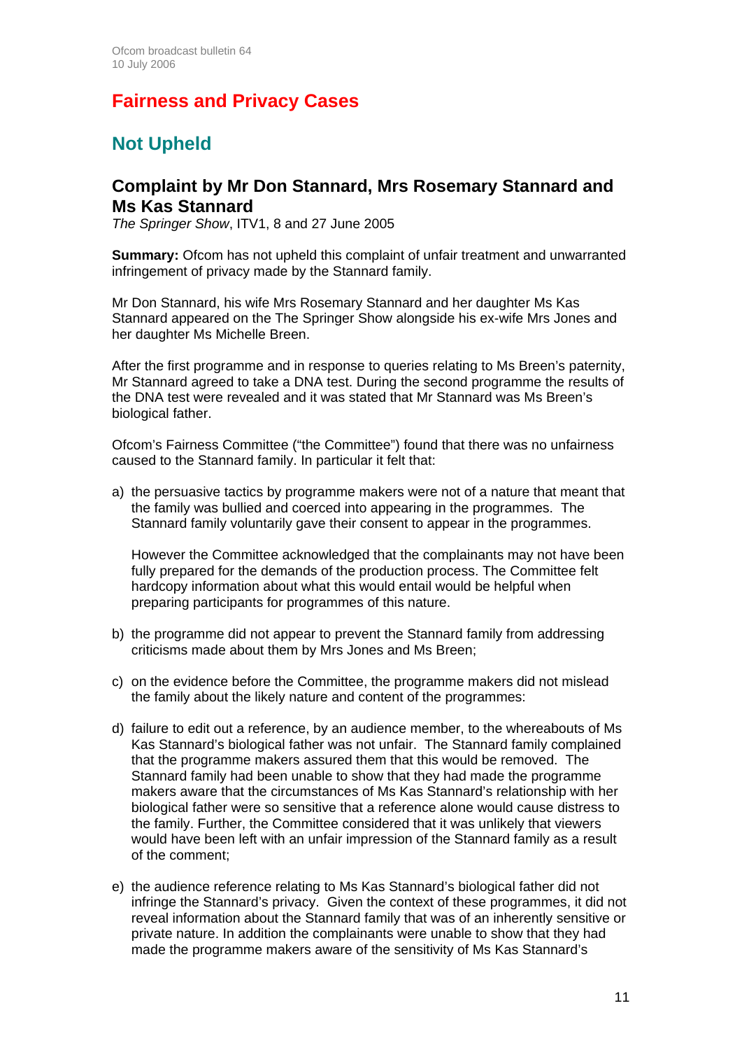# Fairness and Privacy Cases

## Not Upheld

### Complaint by Mr Don Stannard, Mrs Rosemary Stannard and Ms Kas Stannard

*The Springer Show*, ITV1, 8 and 27 June 2005

**Summary:** Ofcom has not upheld this complaint of unfair treatment and unwarranted infringement of privacy made by the Stannard family.

Mr Don Stannard, his wife Mrs Rosemary Stannard and her daughter Ms Kas Stannard appeared on the The Springer Show alongside his ex-wife Mrs Jones and her daughter Ms Michelle Breen.

After the first programme and in response to queries relating to Ms Breen's paternity, Mr Stannard agreed to take a DNA test. During the second programme the results of the DNA test were revealed and it was stated that Mr Stannard was Ms Breen's biological father.

Ofcom's Fairness Committee ("the Committee") found that there was no unfairness caused to the Stannard family. In particular it felt that:

a) the persuasive tactics by programme makers were not of a nature that meant that the family was bullied and coerced into appearing in the programmes. The Stannard family voluntarily gave their consent to appear in the programmes.

   However the Committee acknowledged that the complainants may not have been fully prepared for the demands of the production process. The Committee felt hardcopy information about what this would entail would be helpful when preparing participants for programmes of this nature.

b) the programme did not appear to prevent the Stannard family from addressing criticisms made about them by Mrs Jones and Ms Breen;

c) on the evidence before the Committee, the programme makers did not mislead the family about the likely nature and content of the programmes:

d) failure to edit out a reference, by an audience member, to the whereabouts of Ms Kas Stannard's biological father was not unfair. The Stannard family complained that the programme makers assured them that this would be removed. The Stannard family had been unable to show that they had made the programme makers aware that the circumstances of Ms Kas Stannard's relationship with her biological father were so sensitive that a reference alone would cause distress to the family. Further, the Committee considered that it was unlikely that viewers would have been left with an unfair impression of the Stannard family as a result of the comment;

e) the audience reference relating to Ms Kas Stannard's biological father did not infringe the Stannard's privacy. Given the context of these programmes, it did not reveal information about the Stannard family that was of an inherently sensitive or private nature. In addition the complainants were unable to show that they had made the programme makers aware of the sensitivity of Ms Kas Stannard's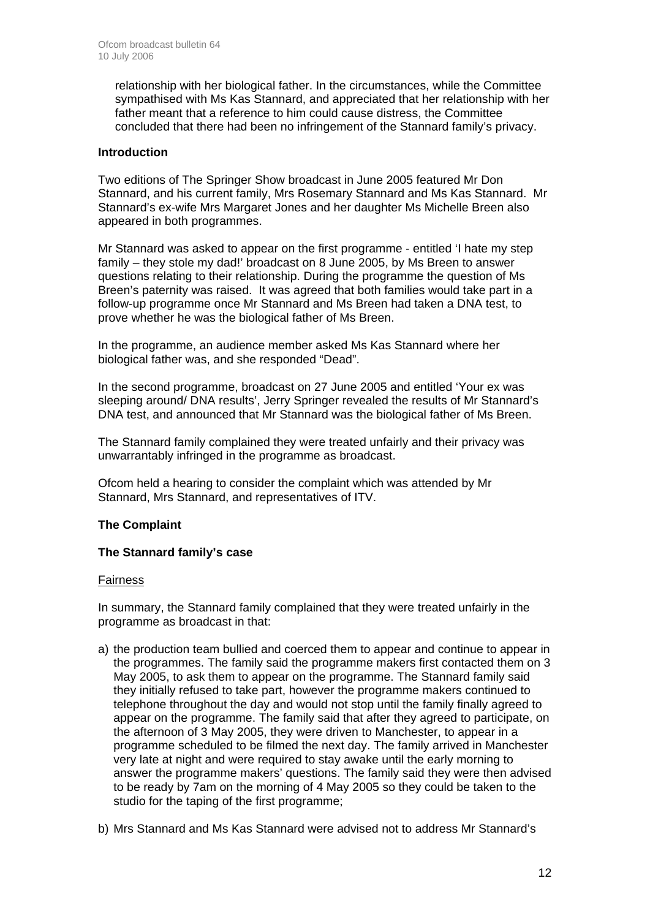relationship with her biological father. In the circumstances, while the Committee sympathised with Ms Kas Stannard, and appreciated that her relationship with her father meant that a reference to him could cause distress, the Committee concluded that there had been no infringement of the Stannard family's privacy.

**Introduction**

Two editions of The Springer Show broadcast in June 2005 featured Mr Don Stannard, and his current family, Mrs Rosemary Stannard and Ms Kas Stannard. Mr Stannard's ex-wife Mrs Margaret Jones and her daughter Ms Michelle Breen also appeared in both programmes.

Mr Stannard was asked to appear on the first programme - entitled 'I hate my step family – they stole my dad!' broadcast on 8 June 2005, by Ms Breen to answer questions relating to their relationship. During the programme the question of Ms Breen's paternity was raised. It was agreed that both families would take part in a follow-up programme once Mr Stannard and Ms Breen had taken a DNA test, to prove whether he was the biological father of Ms Breen.

In the programme, an audience member asked Ms Kas Stannard where her biological father was, and she responded "Dead".

In the second programme, broadcast on 27 June 2005 and entitled 'Your ex was sleeping around/ DNA results', Jerry Springer revealed the results of Mr Stannard's DNA test, and announced that Mr Stannard was the biological father of Ms Breen.

The Stannard family complained they were treated unfairly and their privacy was unwarrantably infringed in the programme as broadcast.

Ofcom held a hearing to consider the complaint which was attended by Mr Stannard, Mrs Stannard, and representatives of ITV.

**The Complaint**

**The Stannard family's case**

Fairness

In summary, the Stannard family complained that they were treated unfairly in the programme as broadcast in that:

a) the production team bullied and coerced them to appear and continue to appear in the programmes. The family said the programme makers first contacted them on 3 May 2005, to ask them to appear on the programme. The Stannard family said they initially refused to take part, however the programme makers continued to telephone throughout the day and would not stop until the family finally agreed to appear on the programme. The family said that after they agreed to participate, on the afternoon of 3 May 2005, they were driven to Manchester, to appear in a programme scheduled to be filmed the next day. The family arrived in Manchester very late at night and were required to stay awake until the early morning to answer the programme makers' questions. The family said they were then advised to be ready by 7am on the morning of 4 May 2005 so they could be taken to the studio for the taping of the first programme;

b) Mrs Stannard and Ms Kas Stannard were advised not to address Mr Stannard's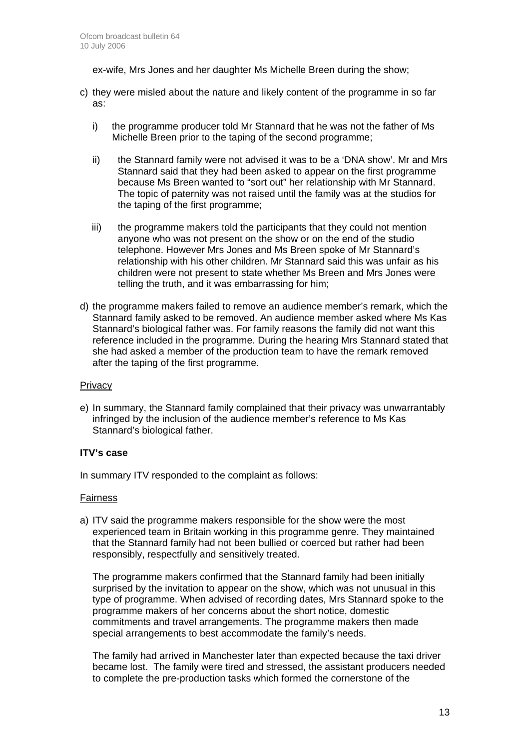ex-wife, Mrs Jones and her daughter Ms Michelle Breen during the show;

c) they were misled about the nature and likely content of the programme in so far as:

   i) the programme producer told Mr Stannard that he was not the father of Ms Michelle Breen prior to the taping of the second programme;

   ii) the Stannard family were not advised it was to be a 'DNA show'. Mr and Mrs Stannard said that they had been asked to appear on the first programme because Ms Breen wanted to "sort out" her relationship with Mr Stannard. The topic of paternity was not raised until the family was at the studios for the taping of the first programme;

   iii) the programme makers told the participants that they could not mention anyone who was not present on the show or on the end of the studio telephone. However Mrs Jones and Ms Breen spoke of Mr Stannard's relationship with his other children. Mr Stannard said this was unfair as his children were not present to state whether Ms Breen and Mrs Jones were telling the truth, and it was embarrassing for him;

d) the programme makers failed to remove an audience member's remark, which the Stannard family asked to be removed. An audience member asked where Ms Kas Stannard's biological father was. For family reasons the family did not want this reference included in the programme. During the hearing Mrs Stannard stated that she had asked a member of the production team to have the remark removed after the taping of the first programme.

<u>Privacy</u>

e) In summary, the Stannard family complained that their privacy was unwarrantably infringed by the inclusion of the audience member's reference to Ms Kas Stannard's biological father.

**ITV's case**

In summary ITV responded to the complaint as follows:

<u>Fairness</u>

a) ITV said the programme makers responsible for the show were the most experienced team in Britain working in this programme genre. They maintained that the Stannard family had not been bullied or coerced but rather had been responsibly, respectfully and sensitively treated.

   The programme makers confirmed that the Stannard family had been initially surprised by the invitation to appear on the show, which was not unusual in this type of programme. When advised of recording dates, Mrs Stannard spoke to the programme makers of her concerns about the short notice, domestic commitments and travel arrangements. The programme makers then made special arrangements to best accommodate the family's needs.

   The family had arrived in Manchester later than expected because the taxi driver became lost. The family were tired and stressed, the assistant producers needed to complete the pre-production tasks which formed the cornerstone of the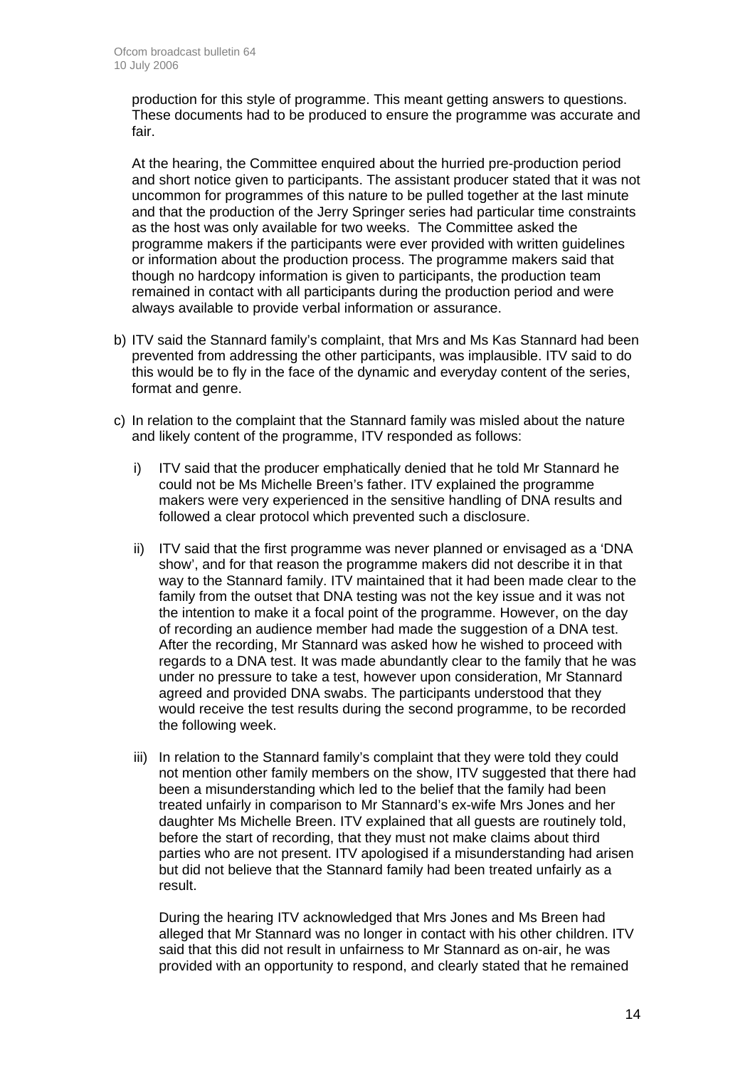production for this style of programme. This meant getting answers to questions. These documents had to be produced to ensure the programme was accurate and fair.

At the hearing, the Committee enquired about the hurried pre-production period and short notice given to participants. The assistant producer stated that it was not uncommon for programmes of this nature to be pulled together at the last minute and that the production of the Jerry Springer series had particular time constraints as the host was only available for two weeks. The Committee asked the programme makers if the participants were ever provided with written guidelines or information about the production process. The programme makers said that though no hardcopy information is given to participants, the production team remained in contact with all participants during the production period and were always available to provide verbal information or assurance.

b) ITV said the Stannard family's complaint, that Mrs and Ms Kas Stannard had been prevented from addressing the other participants, was implausible. ITV said to do this would be to fly in the face of the dynamic and everyday content of the series, format and genre.

c) In relation to the complaint that the Stannard family was misled about the nature and likely content of the programme, ITV responded as follows:

   i) ITV said that the producer emphatically denied that he told Mr Stannard he could not be Ms Michelle Breen's father. ITV explained the programme makers were very experienced in the sensitive handling of DNA results and followed a clear protocol which prevented such a disclosure.

   ii) ITV said that the first programme was never planned or envisaged as a 'DNA show', and for that reason the programme makers did not describe it in that way to the Stannard family. ITV maintained that it had been made clear to the family from the outset that DNA testing was not the key issue and it was not the intention to make it a focal point of the programme. However, on the day of recording an audience member had made the suggestion of a DNA test. After the recording, Mr Stannard was asked how he wished to proceed with regards to a DNA test. It was made abundantly clear to the family that he was under no pressure to take a test, however upon consideration, Mr Stannard agreed and provided DNA swabs. The participants understood that they would receive the test results during the second programme, to be recorded the following week.

   iii) In relation to the Stannard family's complaint that they were told they could not mention other family members on the show, ITV suggested that there had been a misunderstanding which led to the belief that the family had been treated unfairly in comparison to Mr Stannard's ex-wife Mrs Jones and her daughter Ms Michelle Breen. ITV explained that all guests are routinely told, before the start of recording, that they must not make claims about third parties who are not present. ITV apologised if a misunderstanding had arisen but did not believe that the Stannard family had been treated unfairly as a result.

   During the hearing ITV acknowledged that Mrs Jones and Ms Breen had alleged that Mr Stannard was no longer in contact with his other children. ITV said that this did not result in unfairness to Mr Stannard as on-air, he was provided with an opportunity to respond, and clearly stated that he remained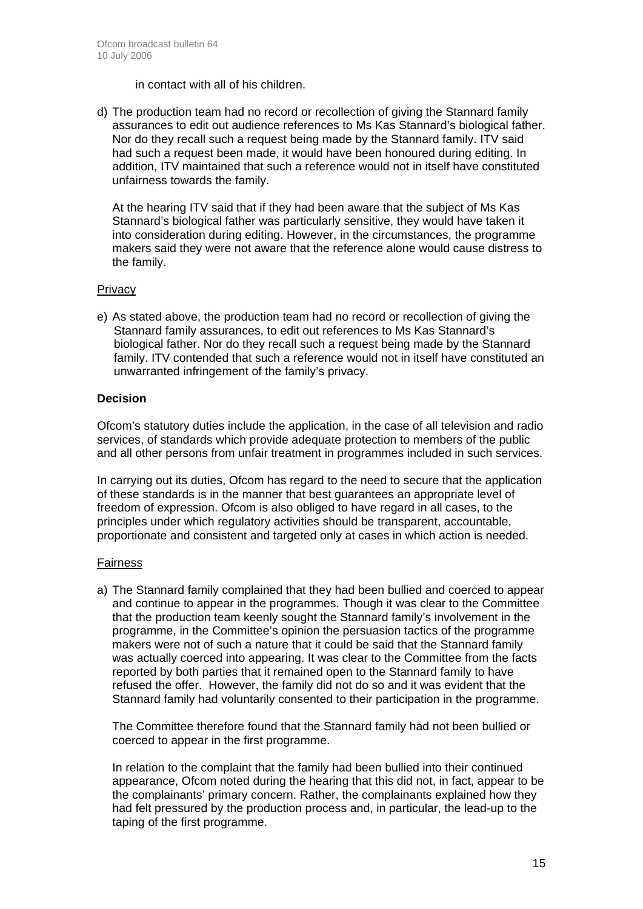in contact with all of his children.

d) The production team had no record or recollection of giving the Stannard family assurances to edit out audience references to Ms Kas Stannard's biological father. Nor do they recall such a request being made by the Stannard family. ITV said had such a request been made, it would have been honoured during editing. In addition, ITV maintained that such a reference would not in itself have constituted unfairness towards the family.

   At the hearing ITV said that if they had been aware that the subject of Ms Kas Stannard's biological father was particularly sensitive, they would have taken it into consideration during editing. However, in the circumstances, the programme makers said they were not aware that the reference alone would cause distress to the family.

Privacy

e) As stated above, the production team had no record or recollection of giving the Stannard family assurances, to edit out references to Ms Kas Stannard's biological father. Nor do they recall such a request being made by the Stannard family. ITV contended that such a reference would not in itself have constituted an unwarranted infringement of the family's privacy.

**Decision**

Ofcom's statutory duties include the application, in the case of all television and radio services, of standards which provide adequate protection to members of the public and all other persons from unfair treatment in programmes included in such services.

In carrying out its duties, Ofcom has regard to the need to secure that the application of these standards is in the manner that best guarantees an appropriate level of freedom of expression. Ofcom is also obliged to have regard in all cases, to the principles under which regulatory activities should be transparent, accountable, proportionate and consistent and targeted only at cases in which action is needed.

Fairness

a) The Stannard family complained that they had been bullied and coerced to appear and continue to appear in the programmes. Though it was clear to the Committee that the production team keenly sought the Stannard family's involvement in the programme, in the Committee's opinion the persuasion tactics of the programme makers were not of such a nature that it could be said that the Stannard family was actually coerced into appearing. It was clear to the Committee from the facts reported by both parties that it remained open to the Stannard family to have refused the offer. However, the family did not do so and it was evident that the Stannard family had voluntarily consented to their participation in the programme.

   The Committee therefore found that the Stannard family had not been bullied or coerced to appear in the first programme.

   In relation to the complaint that the family had been bullied into their continued appearance, Ofcom noted during the hearing that this did not, in fact, appear to be the complainants' primary concern. Rather, the complainants explained how they had felt pressured by the production process and, in particular, the lead-up to the taping of the first programme.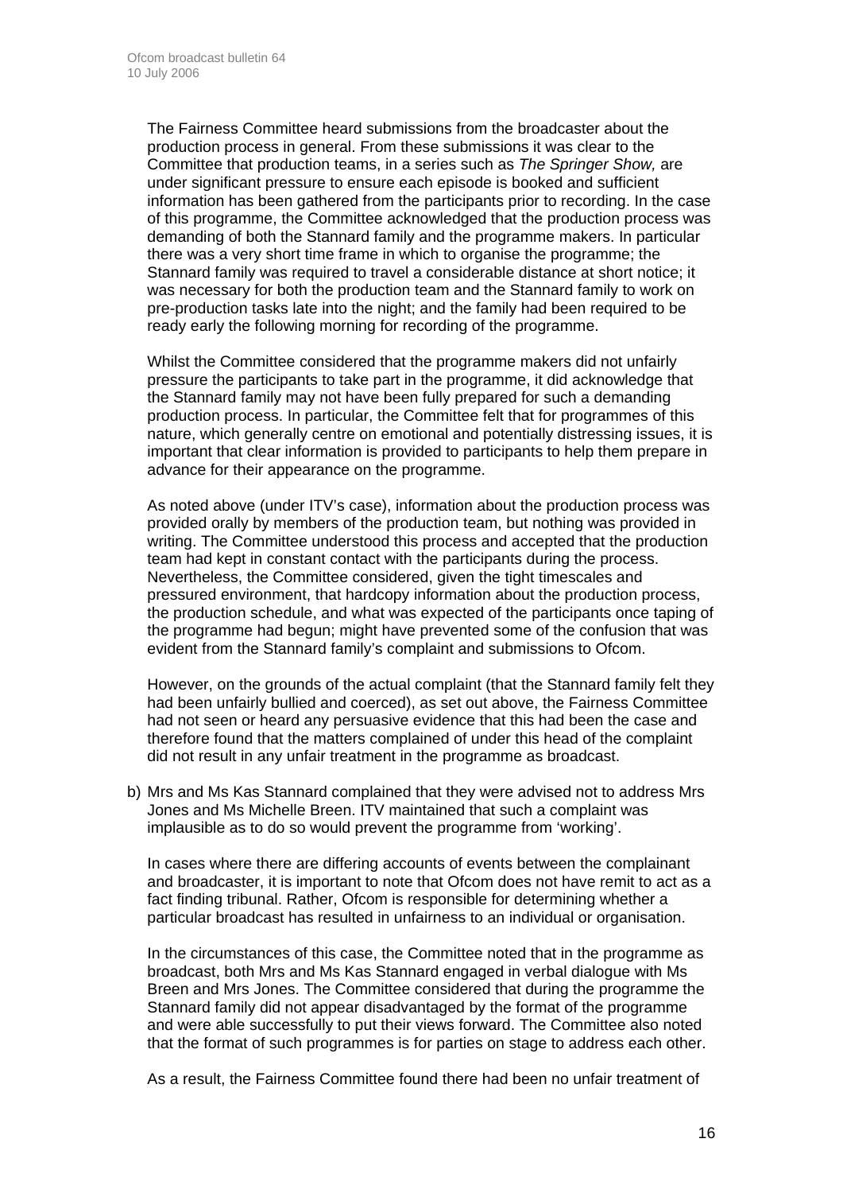The Fairness Committee heard submissions from the broadcaster about the production process in general. From these submissions it was clear to the Committee that production teams, in a series such as *The Springer Show,* are under significant pressure to ensure each episode is booked and sufficient information has been gathered from the participants prior to recording. In the case of this programme, the Committee acknowledged that the production process was demanding of both the Stannard family and the programme makers. In particular there was a very short time frame in which to organise the programme; the Stannard family was required to travel a considerable distance at short notice; it was necessary for both the production team and the Stannard family to work on pre-production tasks late into the night; and the family had been required to be ready early the following morning for recording of the programme.

Whilst the Committee considered that the programme makers did not unfairly pressure the participants to take part in the programme, it did acknowledge that the Stannard family may not have been fully prepared for such a demanding production process. In particular, the Committee felt that for programmes of this nature, which generally centre on emotional and potentially distressing issues, it is important that clear information is provided to participants to help them prepare in advance for their appearance on the programme.

As noted above (under ITV's case), information about the production process was provided orally by members of the production team, but nothing was provided in writing. The Committee understood this process and accepted that the production team had kept in constant contact with the participants during the process. Nevertheless, the Committee considered, given the tight timescales and pressured environment, that hardcopy information about the production process, the production schedule, and what was expected of the participants once taping of the programme had begun; might have prevented some of the confusion that was evident from the Stannard family's complaint and submissions to Ofcom.

However, on the grounds of the actual complaint (that the Stannard family felt they had been unfairly bullied and coerced), as set out above, the Fairness Committee had not seen or heard any persuasive evidence that this had been the case and therefore found that the matters complained of under this head of the complaint did not result in any unfair treatment in the programme as broadcast.

b) Mrs and Ms Kas Stannard complained that they were advised not to address Mrs Jones and Ms Michelle Breen. ITV maintained that such a complaint was implausible as to do so would prevent the programme from 'working'.

   In cases where there are differing accounts of events between the complainant and broadcaster, it is important to note that Ofcom does not have remit to act as a fact finding tribunal. Rather, Ofcom is responsible for determining whether a particular broadcast has resulted in unfairness to an individual or organisation.

   In the circumstances of this case, the Committee noted that in the programme as broadcast, both Mrs and Ms Kas Stannard engaged in verbal dialogue with Ms Breen and Mrs Jones. The Committee considered that during the programme the Stannard family did not appear disadvantaged by the format of the programme and were able successfully to put their views forward. The Committee also noted that the format of such programmes is for parties on stage to address each other.

   As a result, the Fairness Committee found there had been no unfair treatment of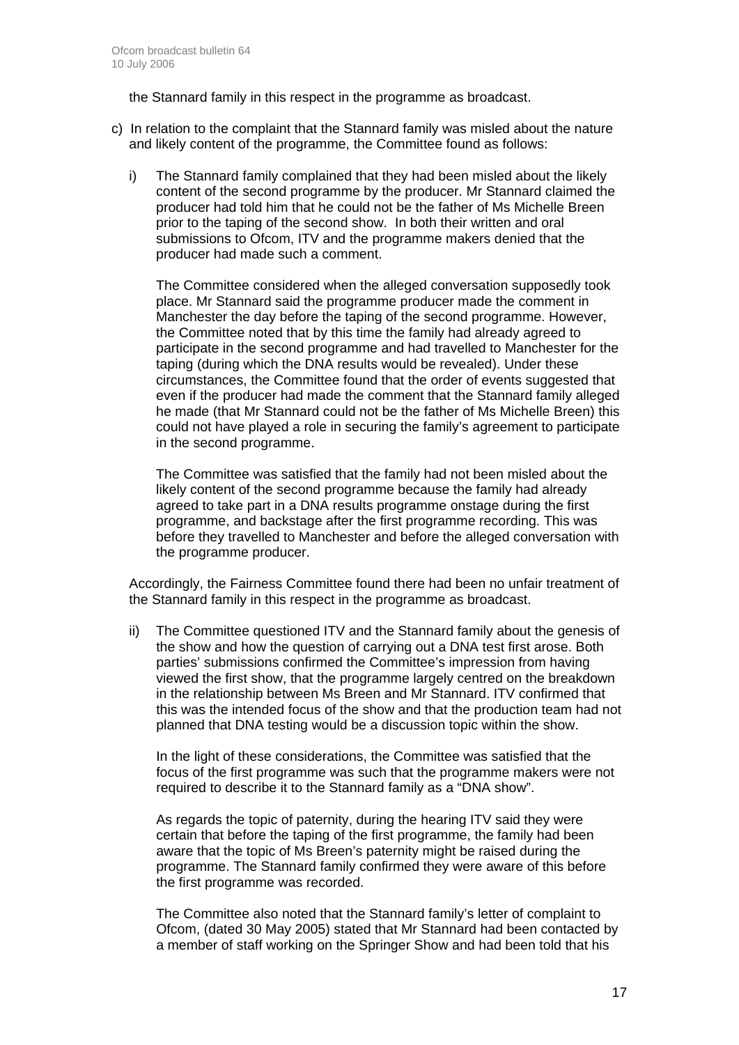the Stannard family in this respect in the programme as broadcast.

c) In relation to the complaint that the Stannard family was misled about the nature and likely content of the programme, the Committee found as follows:

   i) The Stannard family complained that they had been misled about the likely content of the second programme by the producer. Mr Stannard claimed the producer had told him that he could not be the father of Ms Michelle Breen prior to the taping of the second show. In both their written and oral submissions to Ofcom, ITV and the programme makers denied that the producer had made such a comment.

   The Committee considered when the alleged conversation supposedly took place. Mr Stannard said the programme producer made the comment in Manchester the day before the taping of the second programme. However, the Committee noted that by this time the family had already agreed to participate in the second programme and had travelled to Manchester for the taping (during which the DNA results would be revealed). Under these circumstances, the Committee found that the order of events suggested that even if the producer had made the comment that the Stannard family alleged he made (that Mr Stannard could not be the father of Ms Michelle Breen) this could not have played a role in securing the family's agreement to participate in the second programme.

   The Committee was satisfied that the family had not been misled about the likely content of the second programme because the family had already agreed to take part in a DNA results programme onstage during the first programme, and backstage after the first programme recording. This was before they travelled to Manchester and before the alleged conversation with the programme producer.

   Accordingly, the Fairness Committee found there had been no unfair treatment of the Stannard family in this respect in the programme as broadcast.

   ii) The Committee questioned ITV and the Stannard family about the genesis of the show and how the question of carrying out a DNA test first arose. Both parties' submissions confirmed the Committee's impression from having viewed the first show, that the programme largely centred on the breakdown in the relationship between Ms Breen and Mr Stannard. ITV confirmed that this was the intended focus of the show and that the production team had not planned that DNA testing would be a discussion topic within the show.

   In the light of these considerations, the Committee was satisfied that the focus of the first programme was such that the programme makers were not required to describe it to the Stannard family as a "DNA show".

   As regards the topic of paternity, during the hearing ITV said they were certain that before the taping of the first programme, the family had been aware that the topic of Ms Breen's paternity might be raised during the programme. The Stannard family confirmed they were aware of this before the first programme was recorded.

   The Committee also noted that the Stannard family's letter of complaint to Ofcom, (dated 30 May 2005) stated that Mr Stannard had been contacted by a member of staff working on the Springer Show and had been told that his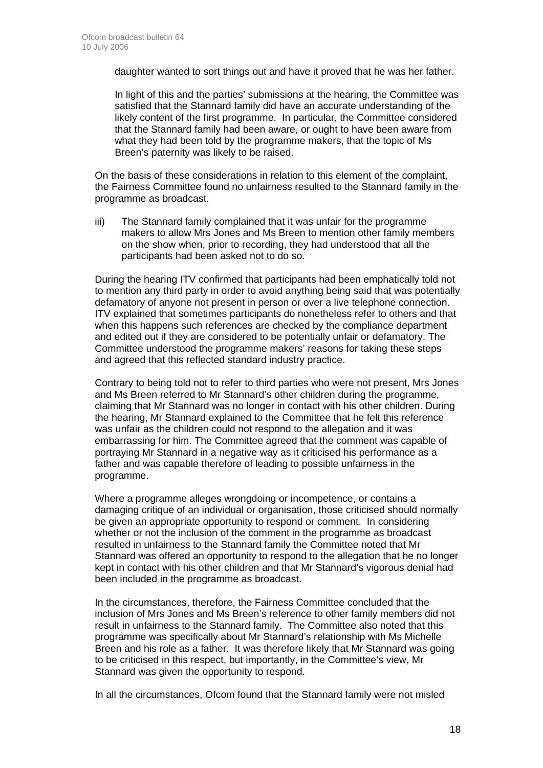daughter wanted to sort things out and have it proved that he was her father.

In light of this and the parties' submissions at the hearing, the Committee was satisfied that the Stannard family did have an accurate understanding of the likely content of the first programme. In particular, the Committee considered that the Stannard family had been aware, or ought to have been aware from what they had been told by the programme makers, that the topic of Ms Breen's paternity was likely to be raised.

On the basis of these considerations in relation to this element of the complaint, the Fairness Committee found no unfairness resulted to the Stannard family in the programme as broadcast.

iii) The Stannard family complained that it was unfair for the programme makers to allow Mrs Jones and Ms Breen to mention other family members on the show when, prior to recording, they had understood that all the participants had been asked not to do so.

During the hearing ITV confirmed that participants had been emphatically told not to mention any third party in order to avoid anything being said that was potentially defamatory of anyone not present in person or over a live telephone connection. ITV explained that sometimes participants do nonetheless refer to others and that when this happens such references are checked by the compliance department and edited out if they are considered to be potentially unfair or defamatory. The Committee understood the programme makers' reasons for taking these steps and agreed that this reflected standard industry practice.

Contrary to being told not to refer to third parties who were not present, Mrs Jones and Ms Breen referred to Mr Stannard's other children during the programme, claiming that Mr Stannard was no longer in contact with his other children. During the hearing, Mr Stannard explained to the Committee that he felt this reference was unfair as the children could not respond to the allegation and it was embarrassing for him. The Committee agreed that the comment was capable of portraying Mr Stannard in a negative way as it criticised his performance as a father and was capable therefore of leading to possible unfairness in the programme.

Where a programme alleges wrongdoing or incompetence, or contains a damaging critique of an individual or organisation, those criticised should normally be given an appropriate opportunity to respond or comment. In considering whether or not the inclusion of the comment in the programme as broadcast resulted in unfairness to the Stannard family the Committee noted that Mr Stannard was offered an opportunity to respond to the allegation that he no longer kept in contact with his other children and that Mr Stannard's vigorous denial had been included in the programme as broadcast.

In the circumstances, therefore, the Fairness Committee concluded that the inclusion of Mrs Jones and Ms Breen's reference to other family members did not result in unfairness to the Stannard family. The Committee also noted that this programme was specifically about Mr Stannard's relationship with Ms Michelle Breen and his role as a father. It was therefore likely that Mr Stannard was going to be criticised in this respect, but importantly, in the Committee's view, Mr Stannard was given the opportunity to respond.

In all the circumstances, Ofcom found that the Stannard family were not misled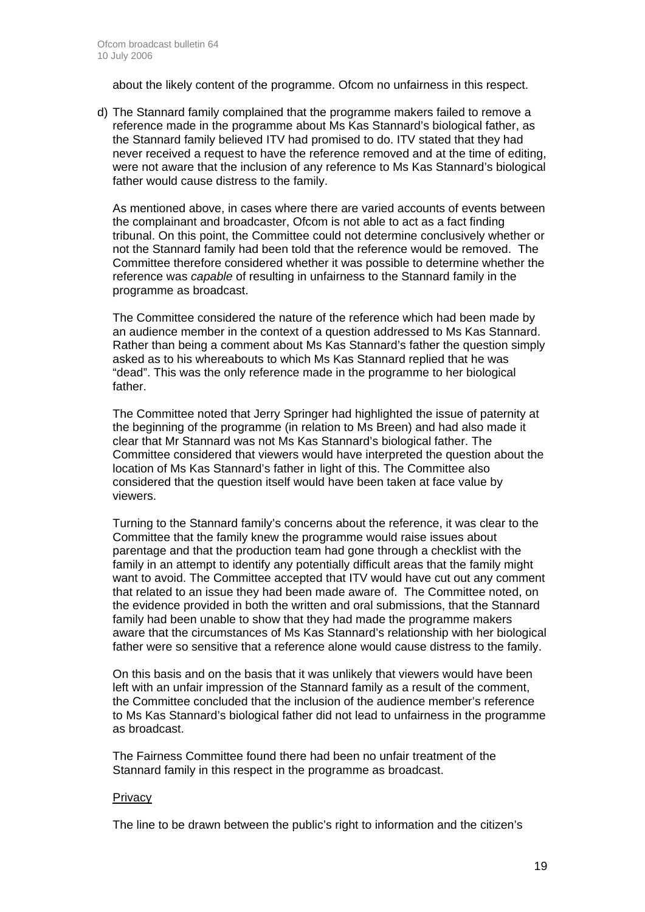about the likely content of the programme. Ofcom no unfairness in this respect.

d) The Stannard family complained that the programme makers failed to remove a reference made in the programme about Ms Kas Stannard's biological father, as the Stannard family believed ITV had promised to do. ITV stated that they had never received a request to have the reference removed and at the time of editing, were not aware that the inclusion of any reference to Ms Kas Stannard's biological father would cause distress to the family.

   As mentioned above, in cases where there are varied accounts of events between the complainant and broadcaster, Ofcom is not able to act as a fact finding tribunal. On this point, the Committee could not determine conclusively whether or not the Stannard family had been told that the reference would be removed. The Committee therefore considered whether it was possible to determine whether the reference was *capable* of resulting in unfairness to the Stannard family in the programme as broadcast.

   The Committee considered the nature of the reference which had been made by an audience member in the context of a question addressed to Ms Kas Stannard. Rather than being a comment about Ms Kas Stannard's father the question simply asked as to his whereabouts to which Ms Kas Stannard replied that he was "dead". This was the only reference made in the programme to her biological father.

   The Committee noted that Jerry Springer had highlighted the issue of paternity at the beginning of the programme (in relation to Ms Breen) and had also made it clear that Mr Stannard was not Ms Kas Stannard's biological father. The Committee considered that viewers would have interpreted the question about the location of Ms Kas Stannard's father in light of this. The Committee also considered that the question itself would have been taken at face value by viewers.

   Turning to the Stannard family's concerns about the reference, it was clear to the Committee that the family knew the programme would raise issues about parentage and that the production team had gone through a checklist with the family in an attempt to identify any potentially difficult areas that the family might want to avoid. The Committee accepted that ITV would have cut out any comment that related to an issue they had been made aware of. The Committee noted, on the evidence provided in both the written and oral submissions, that the Stannard family had been unable to show that they had made the programme makers aware that the circumstances of Ms Kas Stannard's relationship with her biological father were so sensitive that a reference alone would cause distress to the family.

   On this basis and on the basis that it was unlikely that viewers would have been left with an unfair impression of the Stannard family as a result of the comment, the Committee concluded that the inclusion of the audience member's reference to Ms Kas Stannard's biological father did not lead to unfairness in the programme as broadcast.

   The Fairness Committee found there had been no unfair treatment of the Stannard family in this respect in the programme as broadcast.

Privacy

The line to be drawn between the public's right to information and the citizen's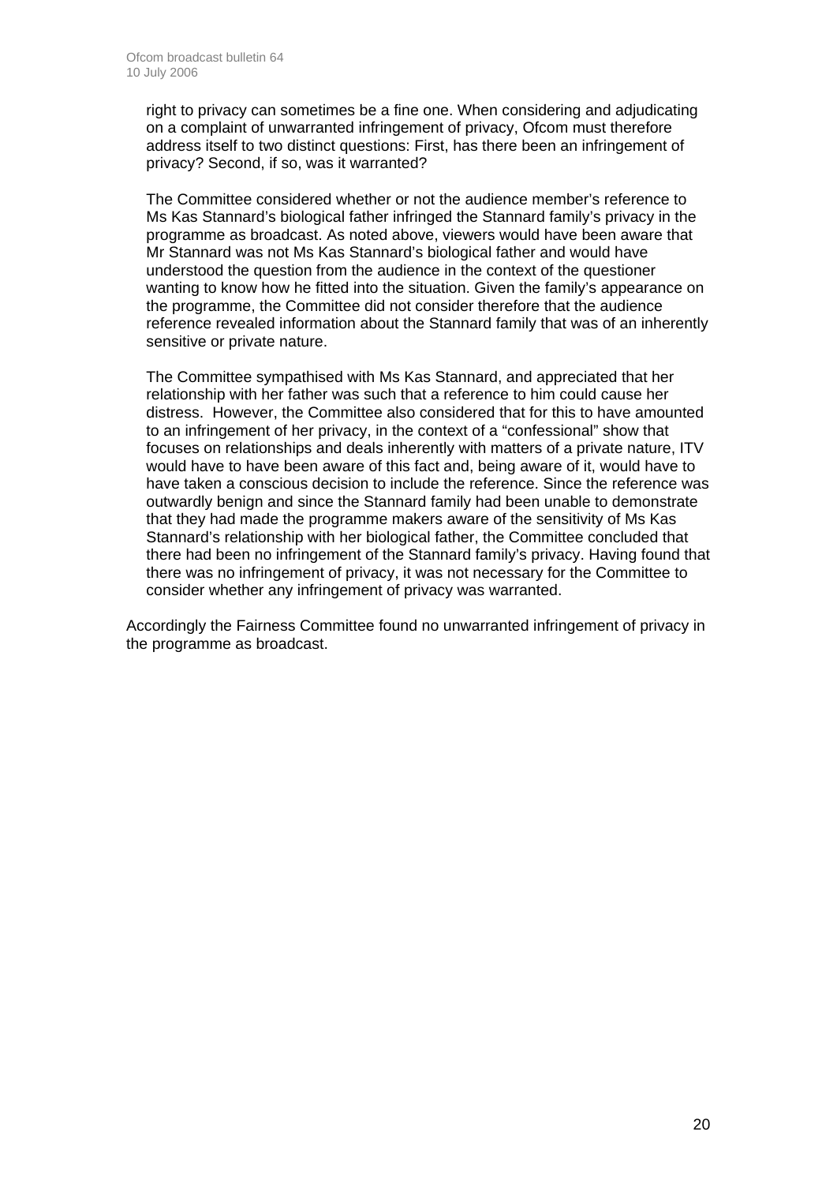right to privacy can sometimes be a fine one. When considering and adjudicating on a complaint of unwarranted infringement of privacy, Ofcom must therefore address itself to two distinct questions: First, has there been an infringement of privacy? Second, if so, was it warranted?

The Committee considered whether or not the audience member's reference to Ms Kas Stannard's biological father infringed the Stannard family's privacy in the programme as broadcast. As noted above, viewers would have been aware that Mr Stannard was not Ms Kas Stannard's biological father and would have understood the question from the audience in the context of the questioner wanting to know how he fitted into the situation. Given the family's appearance on the programme, the Committee did not consider therefore that the audience reference revealed information about the Stannard family that was of an inherently sensitive or private nature.

The Committee sympathised with Ms Kas Stannard, and appreciated that her relationship with her father was such that a reference to him could cause her distress. However, the Committee also considered that for this to have amounted to an infringement of her privacy, in the context of a "confessional" show that focuses on relationships and deals inherently with matters of a private nature, ITV would have to have been aware of this fact and, being aware of it, would have to have taken a conscious decision to include the reference. Since the reference was outwardly benign and since the Stannard family had been unable to demonstrate that they had made the programme makers aware of the sensitivity of Ms Kas Stannard's relationship with her biological father, the Committee concluded that there had been no infringement of the Stannard family's privacy. Having found that there was no infringement of privacy, it was not necessary for the Committee to consider whether any infringement of privacy was warranted.

Accordingly the Fairness Committee found no unwarranted infringement of privacy in the programme as broadcast.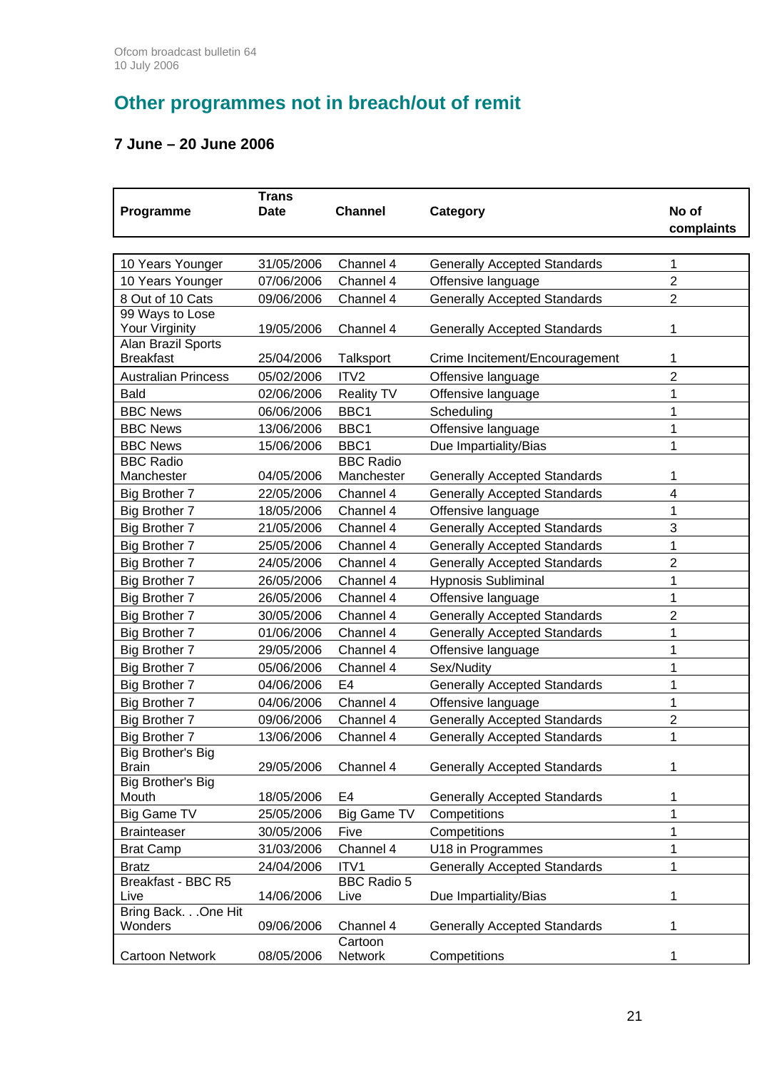## Other programmes not in breach/out of remit

### 7 June – 20 June 2006

| Programme | Trans Date | Channel | Category | No of complaints |
|---|---|---|---|---|
| 10 Years Younger | 31/05/2006 | Channel 4 | Generally Accepted Standards | 1 |
| 10 Years Younger | 07/06/2006 | Channel 4 | Offensive language | 2 |
| 8 Out of 10 Cats | 09/06/2006 | Channel 4 | Generally Accepted Standards | 2 |
| 99 Ways to Lose Your Virginity | 19/05/2006 | Channel 4 | Generally Accepted Standards | 1 |
| Alan Brazil Sports Breakfast | 25/04/2006 | Talksport | Crime Incitement/Encouragement | 1 |
| Australian Princess | 05/02/2006 | ITV2 | Offensive language | 2 |
| Bald | 02/06/2006 | Reality TV | Offensive language | 1 |
| BBC News | 06/06/2006 | BBC1 | Scheduling | 1 |
| BBC News | 13/06/2006 | BBC1 | Offensive language | 1 |
| BBC News | 15/06/2006 | BBC1 | Due Impartiality/Bias | 1 |
| BBC Radio Manchester | 04/05/2006 | BBC Radio Manchester | Generally Accepted Standards | 1 |
| Big Brother 7 | 22/05/2006 | Channel 4 | Generally Accepted Standards | 4 |
| Big Brother 7 | 18/05/2006 | Channel 4 | Offensive language | 1 |
| Big Brother 7 | 21/05/2006 | Channel 4 | Generally Accepted Standards | 3 |
| Big Brother 7 | 25/05/2006 | Channel 4 | Generally Accepted Standards | 1 |
| Big Brother 7 | 24/05/2006 | Channel 4 | Generally Accepted Standards | 2 |
| Big Brother 7 | 26/05/2006 | Channel 4 | Hypnosis Subliminal | 1 |
| Big Brother 7 | 26/05/2006 | Channel 4 | Offensive language | 1 |
| Big Brother 7 | 30/05/2006 | Channel 4 | Generally Accepted Standards | 2 |
| Big Brother 7 | 01/06/2006 | Channel 4 | Generally Accepted Standards | 1 |
| Big Brother 7 | 29/05/2006 | Channel 4 | Offensive language | 1 |
| Big Brother 7 | 05/06/2006 | Channel 4 | Sex/Nudity | 1 |
| Big Brother 7 | 04/06/2006 | E4 | Generally Accepted Standards | 1 |
| Big Brother 7 | 04/06/2006 | Channel 4 | Offensive language | 1 |
| Big Brother 7 | 09/06/2006 | Channel 4 | Generally Accepted Standards | 2 |
| Big Brother 7 | 13/06/2006 | Channel 4 | Generally Accepted Standards | 1 |
| Big Brother's Big Brain | 29/05/2006 | Channel 4 | Generally Accepted Standards | 1 |
| Big Brother's Big Mouth | 18/05/2006 | E4 | Generally Accepted Standards | 1 |
| Big Game TV | 25/05/2006 | Big Game TV | Competitions | 1 |
| Brainteaser | 30/05/2006 | Five | Competitions | 1 |
| Brat Camp | 31/03/2006 | Channel 4 | U18 in Programmes | 1 |
| Bratz | 24/04/2006 | ITV1 | Generally Accepted Standards | 1 |
| Breakfast - BBC R5 Live | 14/06/2006 | BBC Radio 5 Live | Due Impartiality/Bias | 1 |
| Bring Back. . .One Hit Wonders | 09/06/2006 | Channel 4 | Generally Accepted Standards | 1 |
| Cartoon Network | 08/05/2006 | Cartoon Network | Competitions | 1 |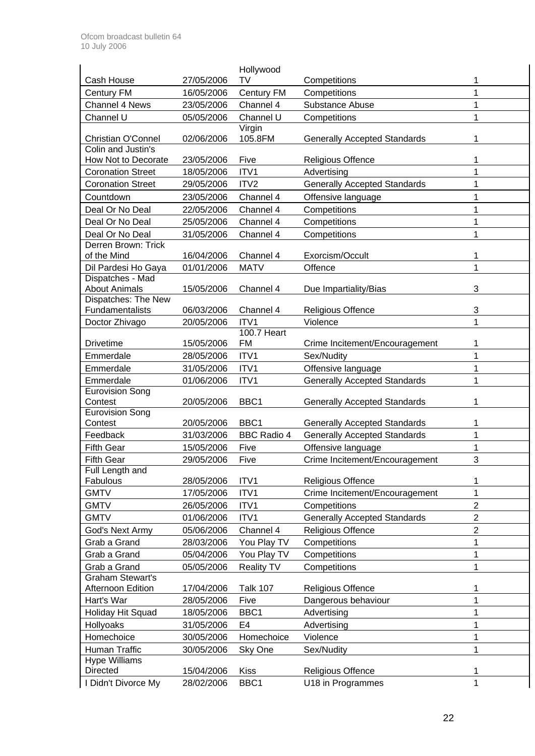| | | | | |
|---|---|---|---|---|
| Cash House | 27/05/2006 | Hollywood TV | Competitions | 1 |
| Century FM | 16/05/2006 | Century FM | Competitions | 1 |
| Channel 4 News | 23/05/2006 | Channel 4 | Substance Abuse | 1 |
| Channel U | 05/05/2006 | Channel U | Competitions | 1 |
| Christian O'Connel | 02/06/2006 | Virgin 105.8FM | Generally Accepted Standards | 1 |
| Colin and Justin's How Not to Decorate | 23/05/2006 | Five | Religious Offence | 1 |
| Coronation Street | 18/05/2006 | ITV1 | Advertising | 1 |
| Coronation Street | 29/05/2006 | ITV2 | Generally Accepted Standards | 1 |
| Countdown | 23/05/2006 | Channel 4 | Offensive language | 1 |
| Deal Or No Deal | 22/05/2006 | Channel 4 | Competitions | 1 |
| Deal Or No Deal | 25/05/2006 | Channel 4 | Competitions | 1 |
| Deal Or No Deal | 31/05/2006 | Channel 4 | Competitions | 1 |
| Derren Brown: Trick of the Mind | 16/04/2006 | Channel 4 | Exorcism/Occult | 1 |
| Dil Pardesi Ho Gaya | 01/01/2006 | MATV | Offence | 1 |
| Dispatches - Mad About Animals | 15/05/2006 | Channel 4 | Due Impartiality/Bias | 3 |
| Dispatches: The New Fundamentalists | 06/03/2006 | Channel 4 | Religious Offence | 3 |
| Doctor Zhivago | 20/05/2006 | ITV1 | Violence | 1 |
| Drivetime | 15/05/2006 | 100.7 Heart FM | Crime Incitement/Encouragement | 1 |
| Emmerdale | 28/05/2006 | ITV1 | Sex/Nudity | 1 |
| Emmerdale | 31/05/2006 | ITV1 | Offensive language | 1 |
| Emmerdale | 01/06/2006 | ITV1 | Generally Accepted Standards | 1 |
| Eurovision Song Contest | 20/05/2006 | BBC1 | Generally Accepted Standards | 1 |
| Eurovision Song Contest | 20/05/2006 | BBC1 | Generally Accepted Standards | 1 |
| Feedback | 31/03/2006 | BBC Radio 4 | Generally Accepted Standards | 1 |
| Fifth Gear | 15/05/2006 | Five | Offensive language | 1 |
| Fifth Gear | 29/05/2006 | Five | Crime Incitement/Encouragement | 3 |
| Full Length and Fabulous | 28/05/2006 | ITV1 | Religious Offence | 1 |
| GMTV | 17/05/2006 | ITV1 | Crime Incitement/Encouragement | 1 |
| GMTV | 26/05/2006 | ITV1 | Competitions | 2 |
| GMTV | 01/06/2006 | ITV1 | Generally Accepted Standards | 2 |
| God's Next Army | 05/06/2006 | Channel 4 | Religious Offence | 2 |
| Grab a Grand | 28/03/2006 | You Play TV | Competitions | 1 |
| Grab a Grand | 05/04/2006 | You Play TV | Competitions | 1 |
| Grab a Grand | 05/05/2006 | Reality TV | Competitions | 1 |
| Graham Stewart's Afternoon Edition | 17/04/2006 | Talk 107 | Religious Offence | 1 |
| Hart's War | 28/05/2006 | Five | Dangerous behaviour | 1 |
| Holiday Hit Squad | 18/05/2006 | BBC1 | Advertising | 1 |
| Hollyoaks | 31/05/2006 | E4 | Advertising | 1 |
| Homechoice | 30/05/2006 | Homechoice | Violence | 1 |
| Human Traffic | 30/05/2006 | Sky One | Sex/Nudity | 1 |
| Hype Williams Directed | 15/04/2006 | Kiss | Religious Offence | 1 |
| I Didn't Divorce My | 28/02/2006 | BBC1 | U18 in Programmes | 1 |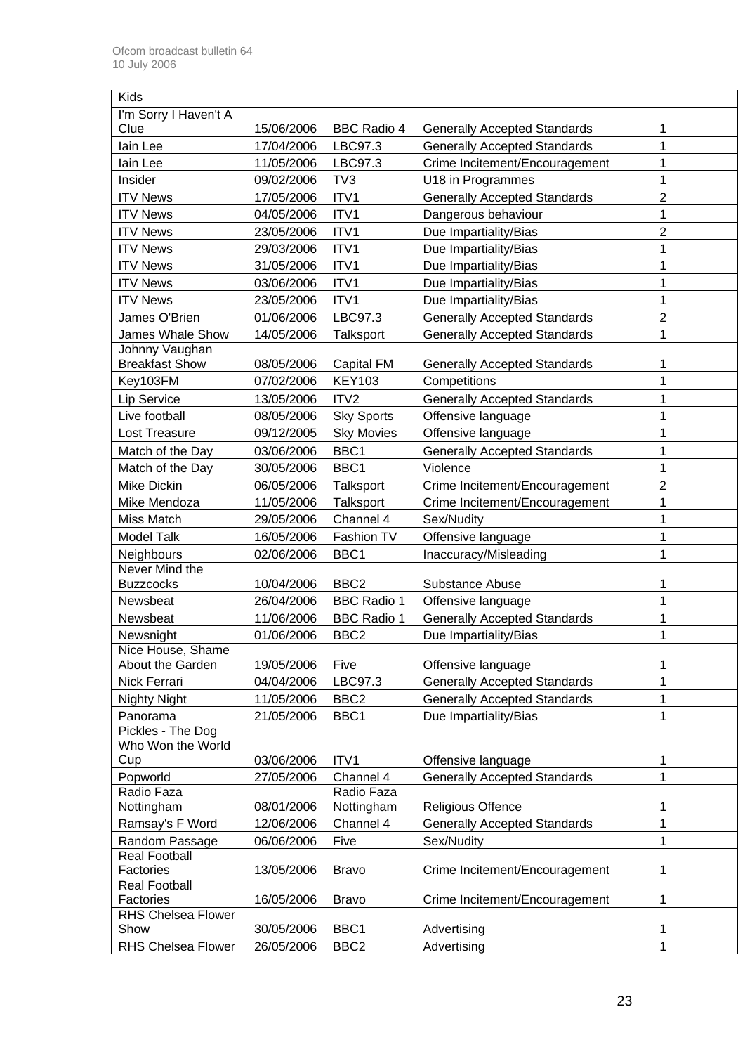| | | | | |
|---|---|---|---|---|
| Kids | | | | |
| I'm Sorry I Haven't A Clue | 15/06/2006 | BBC Radio 4 | Generally Accepted Standards | 1 |
| Iain Lee | 17/04/2006 | LBC97.3 | Generally Accepted Standards | 1 |
| Iain Lee | 11/05/2006 | LBC97.3 | Crime Incitement/Encouragement | 1 |
| Insider | 09/02/2006 | TV3 | U18 in Programmes | 1 |
| ITV News | 17/05/2006 | ITV1 | Generally Accepted Standards | 2 |
| ITV News | 04/05/2006 | ITV1 | Dangerous behaviour | 1 |
| ITV News | 23/05/2006 | ITV1 | Due Impartiality/Bias | 2 |
| ITV News | 29/03/2006 | ITV1 | Due Impartiality/Bias | 1 |
| ITV News | 31/05/2006 | ITV1 | Due Impartiality/Bias | 1 |
| ITV News | 03/06/2006 | ITV1 | Due Impartiality/Bias | 1 |
| ITV News | 23/05/2006 | ITV1 | Due Impartiality/Bias | 1 |
| James O'Brien | 01/06/2006 | LBC97.3 | Generally Accepted Standards | 2 |
| James Whale Show | 14/05/2006 | Talksport | Generally Accepted Standards | 1 |
| Johnny Vaughan Breakfast Show | 08/05/2006 | Capital FM | Generally Accepted Standards | 1 |
| Key103FM | 07/02/2006 | KEY103 | Competitions | 1 |
| Lip Service | 13/05/2006 | ITV2 | Generally Accepted Standards | 1 |
| Live football | 08/05/2006 | Sky Sports | Offensive language | 1 |
| Lost Treasure | 09/12/2005 | Sky Movies | Offensive language | 1 |
| Match of the Day | 03/06/2006 | BBC1 | Generally Accepted Standards | 1 |
| Match of the Day | 30/05/2006 | BBC1 | Violence | 1 |
| Mike Dickin | 06/05/2006 | Talksport | Crime Incitement/Encouragement | 2 |
| Mike Mendoza | 11/05/2006 | Talksport | Crime Incitement/Encouragement | 1 |
| Miss Match | 29/05/2006 | Channel 4 | Sex/Nudity | 1 |
| Model Talk | 16/05/2006 | Fashion TV | Offensive language | 1 |
| Neighbours | 02/06/2006 | BBC1 | Inaccuracy/Misleading | 1 |
| Never Mind the Buzzcocks | 10/04/2006 | BBC2 | Substance Abuse | 1 |
| Newsbeat | 26/04/2006 | BBC Radio 1 | Offensive language | 1 |
| Newsbeat | 11/06/2006 | BBC Radio 1 | Generally Accepted Standards | 1 |
| Newsnight | 01/06/2006 | BBC2 | Due Impartiality/Bias | 1 |
| Nice House, Shame About the Garden | 19/05/2006 | Five | Offensive language | 1 |
| Nick Ferrari | 04/04/2006 | LBC97.3 | Generally Accepted Standards | 1 |
| Nighty Night | 11/05/2006 | BBC2 | Generally Accepted Standards | 1 |
| Panorama | 21/05/2006 | BBC1 | Due Impartiality/Bias | 1 |
| Pickles - The Dog Who Won the World Cup | 03/06/2006 | ITV1 | Offensive language | 1 |
| Popworld | 27/05/2006 | Channel 4 | Generally Accepted Standards | 1 |
| Radio Faza Nottingham | 08/01/2006 | Radio Faza Nottingham | Religious Offence | 1 |
| Ramsay's F Word | 12/06/2006 | Channel 4 | Generally Accepted Standards | 1 |
| Random Passage | 06/06/2006 | Five | Sex/Nudity | 1 |
| Real Football Factories | 13/05/2006 | Bravo | Crime Incitement/Encouragement | 1 |
| Real Football Factories | 16/05/2006 | Bravo | Crime Incitement/Encouragement | 1 |
| RHS Chelsea Flower Show | 30/05/2006 | BBC1 | Advertising | 1 |
| RHS Chelsea Flower | 26/05/2006 | BBC2 | Advertising | 1 |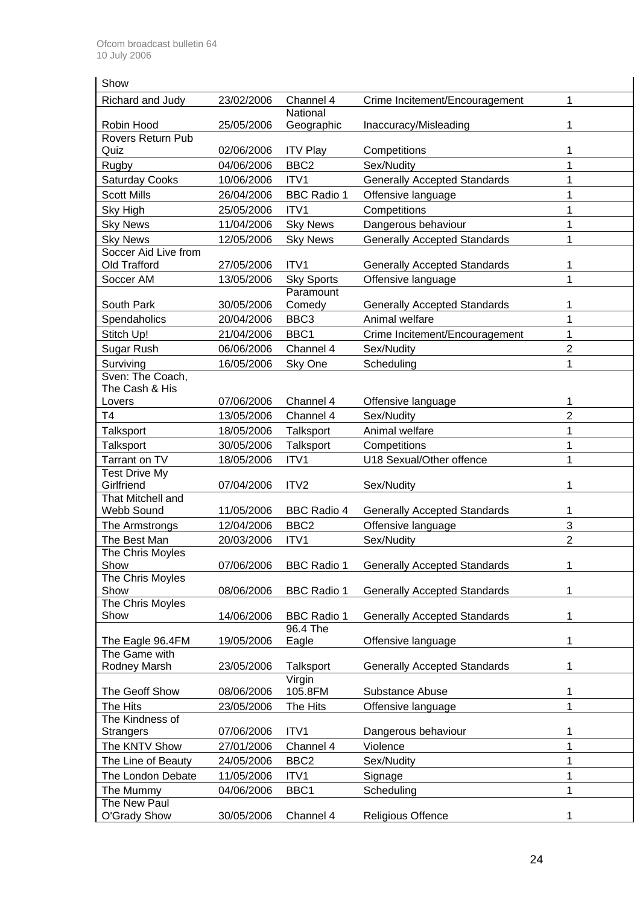| Show | | | | |
|---|---|---|---|---|
| Richard and Judy | 23/02/2006 | Channel 4 | Crime Incitement/Encouragement | 1 |
| Robin Hood | 25/05/2006 | National Geographic | Inaccuracy/Misleading | 1 |
| Rovers Return Pub Quiz | 02/06/2006 | ITV Play | Competitions | 1 |
| Rugby | 04/06/2006 | BBC2 | Sex/Nudity | 1 |
| Saturday Cooks | 10/06/2006 | ITV1 | Generally Accepted Standards | 1 |
| Scott Mills | 26/04/2006 | BBC Radio 1 | Offensive language | 1 |
| Sky High | 25/05/2006 | ITV1 | Competitions | 1 |
| Sky News | 11/04/2006 | Sky News | Dangerous behaviour | 1 |
| Sky News | 12/05/2006 | Sky News | Generally Accepted Standards | 1 |
| Soccer Aid Live from Old Trafford | 27/05/2006 | ITV1 | Generally Accepted Standards | 1 |
| Soccer AM | 13/05/2006 | Sky Sports | Offensive language | 1 |
| South Park | 30/05/2006 | Paramount Comedy | Generally Accepted Standards | 1 |
| Spendaholics | 20/04/2006 | BBC3 | Animal welfare | 1 |
| Stitch Up! | 21/04/2006 | BBC1 | Crime Incitement/Encouragement | 1 |
| Sugar Rush | 06/06/2006 | Channel 4 | Sex/Nudity | 2 |
| Surviving | 16/05/2006 | Sky One | Scheduling | 1 |
| Sven: The Coach, The Cash & His Lovers | 07/06/2006 | Channel 4 | Offensive language | 1 |
| T4 | 13/05/2006 | Channel 4 | Sex/Nudity | 2 |
| Talksport | 18/05/2006 | Talksport | Animal welfare | 1 |
| Talksport | 30/05/2006 | Talksport | Competitions | 1 |
| Tarrant on TV | 18/05/2006 | ITV1 | U18 Sexual/Other offence | 1 |
| Test Drive My Girlfriend | 07/04/2006 | ITV2 | Sex/Nudity | 1 |
| That Mitchell and Webb Sound | 11/05/2006 | BBC Radio 4 | Generally Accepted Standards | 1 |
| The Armstrongs | 12/04/2006 | BBC2 | Offensive language | 3 |
| The Best Man | 20/03/2006 | ITV1 | Sex/Nudity | 2 |
| The Chris Moyles Show | 07/06/2006 | BBC Radio 1 | Generally Accepted Standards | 1 |
| The Chris Moyles Show | 08/06/2006 | BBC Radio 1 | Generally Accepted Standards | 1 |
| The Chris Moyles Show | 14/06/2006 | BBC Radio 1 | Generally Accepted Standards | 1 |
| The Eagle 96.4FM | 19/05/2006 | 96.4 The Eagle | Offensive language | 1 |
| The Game with Rodney Marsh | 23/05/2006 | Talksport | Generally Accepted Standards | 1 |
| The Geoff Show | 08/06/2006 | Virgin 105.8FM | Substance Abuse | 1 |
| The Hits | 23/05/2006 | The Hits | Offensive language | 1 |
| The Kindness of Strangers | 07/06/2006 | ITV1 | Dangerous behaviour | 1 |
| The KNTV Show | 27/01/2006 | Channel 4 | Violence | 1 |
| The Line of Beauty | 24/05/2006 | BBC2 | Sex/Nudity | 1 |
| The London Debate | 11/05/2006 | ITV1 | Signage | 1 |
| The Mummy | 04/06/2006 | BBC1 | Scheduling | 1 |
| The New Paul O'Grady Show | 30/05/2006 | Channel 4 | Religious Offence | 1 |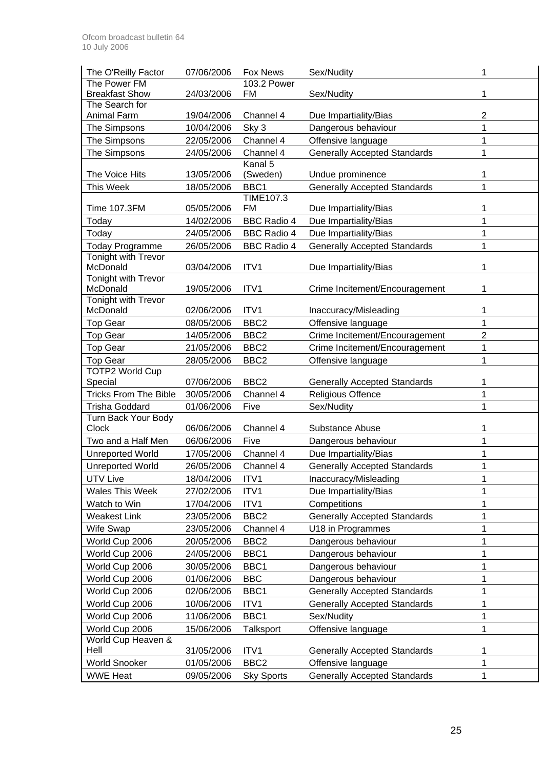| | | | | |
|---|---|---|---|---|
| The O'Reilly Factor | 07/06/2006 | Fox News | Sex/Nudity | 1 |
| The Power FM Breakfast Show | 24/03/2006 | 103.2 Power FM | Sex/Nudity | 1 |
| The Search for Animal Farm | 19/04/2006 | Channel 4 | Due Impartiality/Bias | 2 |
| The Simpsons | 10/04/2006 | Sky 3 | Dangerous behaviour | 1 |
| The Simpsons | 22/05/2006 | Channel 4 | Offensive language | 1 |
| The Simpsons | 24/05/2006 | Channel 4 | Generally Accepted Standards | 1 |
| The Voice Hits | 13/05/2006 | Kanal 5 (Sweden) | Undue prominence | 1 |
| This Week | 18/05/2006 | BBC1 | Generally Accepted Standards | 1 |
| Time 107.3FM | 05/05/2006 | TIME107.3 FM | Due Impartiality/Bias | 1 |
| Today | 14/02/2006 | BBC Radio 4 | Due Impartiality/Bias | 1 |
| Today | 24/05/2006 | BBC Radio 4 | Due Impartiality/Bias | 1 |
| Today Programme | 26/05/2006 | BBC Radio 4 | Generally Accepted Standards | 1 |
| Tonight with Trevor McDonald | 03/04/2006 | ITV1 | Due Impartiality/Bias | 1 |
| Tonight with Trevor McDonald | 19/05/2006 | ITV1 | Crime Incitement/Encouragement | 1 |
| Tonight with Trevor McDonald | 02/06/2006 | ITV1 | Inaccuracy/Misleading | 1 |
| Top Gear | 08/05/2006 | BBC2 | Offensive language | 1 |
| Top Gear | 14/05/2006 | BBC2 | Crime Incitement/Encouragement | 2 |
| Top Gear | 21/05/2006 | BBC2 | Crime Incitement/Encouragement | 1 |
| Top Gear | 28/05/2006 | BBC2 | Offensive language | 1 |
| TOTP2 World Cup Special | 07/06/2006 | BBC2 | Generally Accepted Standards | 1 |
| Tricks From The Bible | 30/05/2006 | Channel 4 | Religious Offence | 1 |
| Trisha Goddard | 01/06/2006 | Five | Sex/Nudity | 1 |
| Turn Back Your Body Clock | 06/06/2006 | Channel 4 | Substance Abuse | 1 |
| Two and a Half Men | 06/06/2006 | Five | Dangerous behaviour | 1 |
| Unreported World | 17/05/2006 | Channel 4 | Due Impartiality/Bias | 1 |
| Unreported World | 26/05/2006 | Channel 4 | Generally Accepted Standards | 1 |
| UTV Live | 18/04/2006 | ITV1 | Inaccuracy/Misleading | 1 |
| Wales This Week | 27/02/2006 | ITV1 | Due Impartiality/Bias | 1 |
| Watch to Win | 17/04/2006 | ITV1 | Competitions | 1 |
| Weakest Link | 23/05/2006 | BBC2 | Generally Accepted Standards | 1 |
| Wife Swap | 23/05/2006 | Channel 4 | U18 in Programmes | 1 |
| World Cup 2006 | 20/05/2006 | BBC2 | Dangerous behaviour | 1 |
| World Cup 2006 | 24/05/2006 | BBC1 | Dangerous behaviour | 1 |
| World Cup 2006 | 30/05/2006 | BBC1 | Dangerous behaviour | 1 |
| World Cup 2006 | 01/06/2006 | BBC | Dangerous behaviour | 1 |
| World Cup 2006 | 02/06/2006 | BBC1 | Generally Accepted Standards | 1 |
| World Cup 2006 | 10/06/2006 | ITV1 | Generally Accepted Standards | 1 |
| World Cup 2006 | 11/06/2006 | BBC1 | Sex/Nudity | 1 |
| World Cup 2006 | 15/06/2006 | Talksport | Offensive language | 1 |
| World Cup Heaven & Hell | 31/05/2006 | ITV1 | Generally Accepted Standards | 1 |
| World Snooker | 01/05/2006 | BBC2 | Offensive language | 1 |
| WWE Heat | 09/05/2006 | Sky Sports | Generally Accepted Standards | 1 |